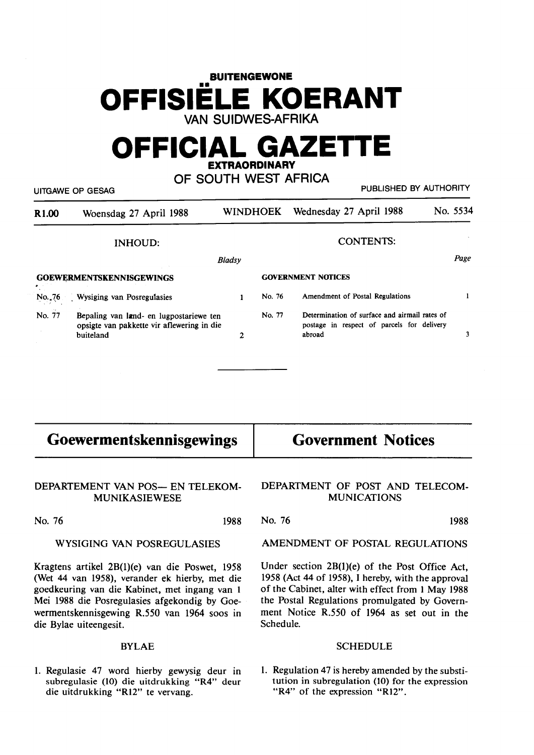# BUITENGEWONE OFFISIËLE KOERANT VAN SUIDWES-AFRIKA

# OFFICIAL GAZETTE EXTRAORDINARY OF SOUTH WEST AFRICA

UITGAWE OP GESAG — PUBLISHED BY AUTHORITY

**R1.00** Woensdag 27 April 1988 WINDHOEK Wednesday 27 April 1988 No. 5534

| INHOUD: | | Bladsy |
|---|---|---|
| **GOEWERMENTSKENNISGEWINGS** | | |
| No. 76 | Wysiging van Posregulasies | 1 |
| No. 77 | Bepaling van land- en lugpostariewe ten opsigte van pakkette vir aflewering in die buiteland | 2 |

| CONTENTS: | | Page |
|---|---|---|
| **GOVERNMENT NOTICES** | | |
| No. 76 | Amendment of Postal Regulations | 1 |
| No. 77 | Determination of surface and airmail rates of postage in respect of parcels for delivery abroad | 3 |

---

## Goewermentskennisgewings

### DEPARTEMENT VAN POS— EN TELEKOMMUNIKASIEWESE

No. 76 1988

### WYSIGING VAN POSREGULASIES

Kragtens artikel 2B(1)(e) van die Poswet, 1958 (Wet 44 van 1958), verander ek hierby, met die goedkeuring van die Kabinet, met ingang van 1 Mei 1988 die Posregulasies afgekondig by Goewermentskennisgewing R.550 van 1964 soos in die Bylae uiteengesit.

### BYLAE

1. Regulasie 47 word hierby gewysig deur in subregulasie (10) die uitdrukking "R4" deur die uitdrukking "R12" te vervang.

## Government Notices

### DEPARTMENT OF POST AND TELECOMMUNICATIONS

No. 76 1988

### AMENDMENT OF POSTAL REGULATIONS

Under section 2B(1)(e) of the Post Office Act, 1958 (Act 44 of 1958), I hereby, with the approval of the Cabinet, alter with effect from 1 May 1988 the Postal Regulations promulgated by Government Notice R.550 of 1964 as set out in the Schedule.

### SCHEDULE

1. Regulation 47 is hereby amended by the substitution in subregulation (10) for the expression "R4" of the expression "R12".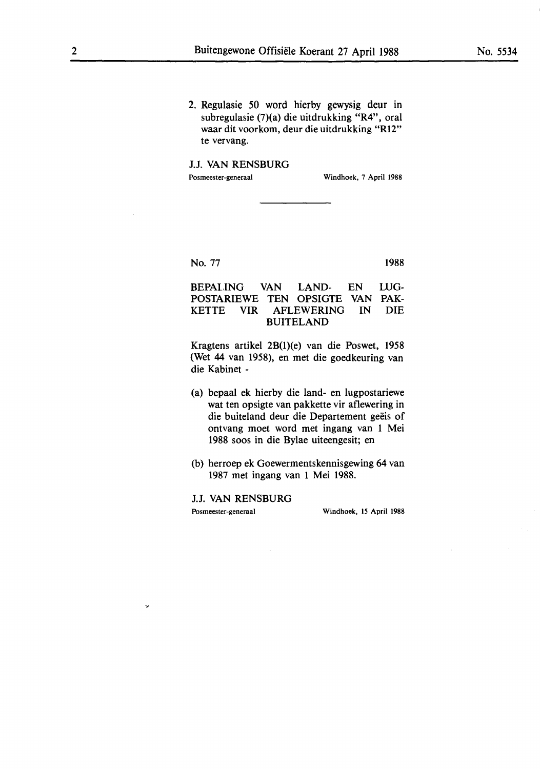2. Regulasie 50 word hierby gewysig deur in subregulasie (7)(a) die uitdrukking "R4", oral waar dit voorkom, deur die uitdrukking "R12" te vervang.

J.J. VAN RENSBURG
Posmeester-generaal — Windhoek, 7 April 1988

---

No. 77 — 1988

## BEPALING VAN LAND- EN LUGPOSTARIEWE TEN OPSIGTE VAN PAKKETTE VIR AFLEWERING IN DIE BUITELAND

Kragtens artikel 2B(1)(e) van die Poswet, 1958 (Wet 44 van 1958), en met die goedkeuring van die Kabinet -

(a) bepaal ek hierby die land- en lugpostariewe wat ten opsigte van pakkette vir aflewering in die buiteland deur die Departement geëis of ontvang moet word met ingang van 1 Mei 1988 soos in die Bylae uiteengesit; en

(b) herroep ek Goewermentskennisgewing 64 van 1987 met ingang van 1 Mei 1988.

J.J. VAN RENSBURG
Posmeester-generaal — Windhoek, 15 April 1988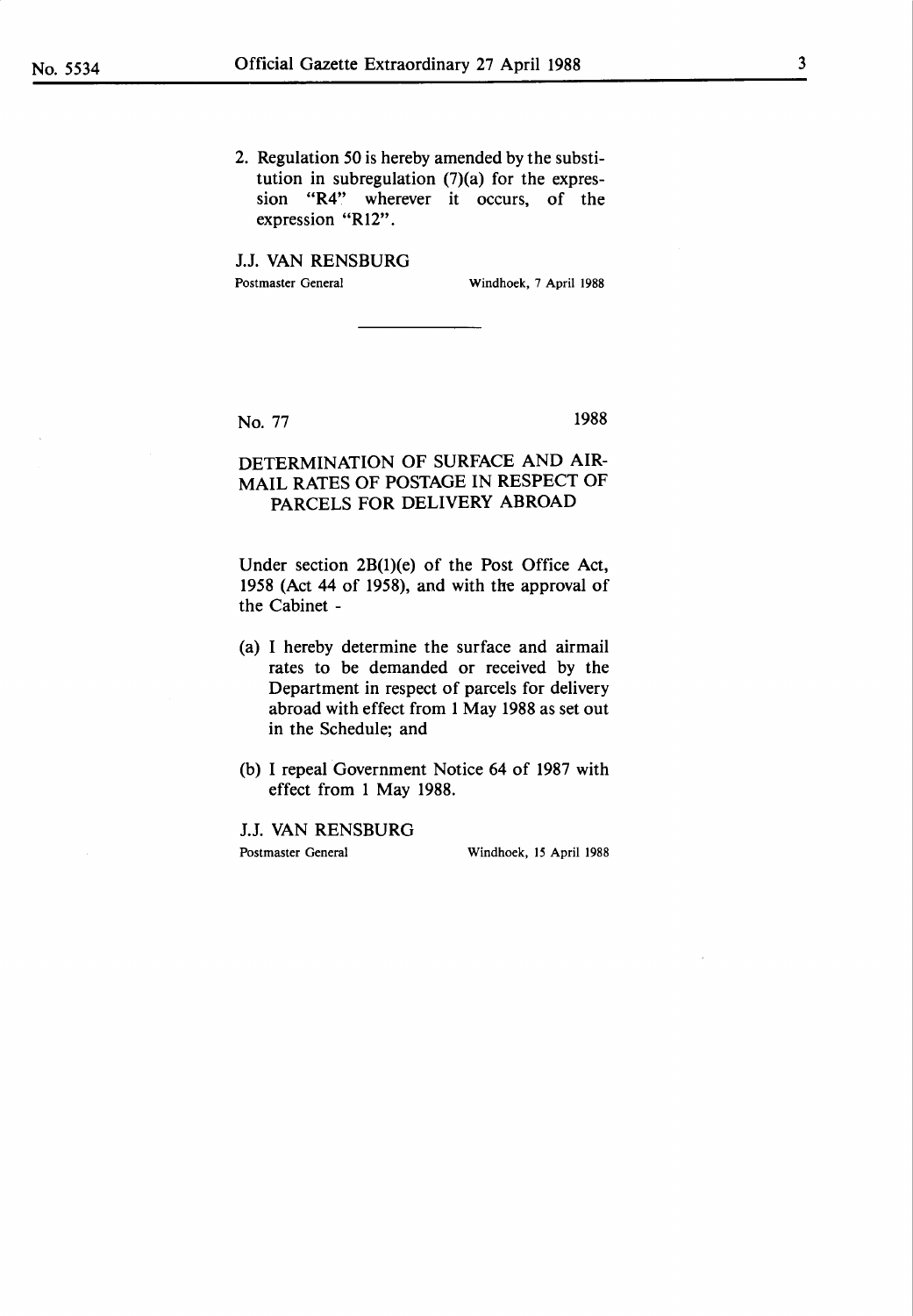2. Regulation 50 is hereby amended by the substitution in subregulation (7)(a) for the expression "R4" wherever it occurs, of the expression "R12".

J.J. VAN RENSBURG
Postmaster General

Windhoek, 7 April 1988

---

No. 77 1988

## DETERMINATION OF SURFACE AND AIRMAIL RATES OF POSTAGE IN RESPECT OF PARCELS FOR DELIVERY ABROAD

Under section 2B(1)(e) of the Post Office Act, 1958 (Act 44 of 1958), and with the approval of the Cabinet -

(a) I hereby determine the surface and airmail rates to be demanded or received by the Department in respect of parcels for delivery abroad with effect from 1 May 1988 as set out in the Schedule; and

(b) I repeal Government Notice 64 of 1987 with effect from 1 May 1988.

J.J. VAN RENSBURG
Postmaster General

Windhoek, 15 April 1988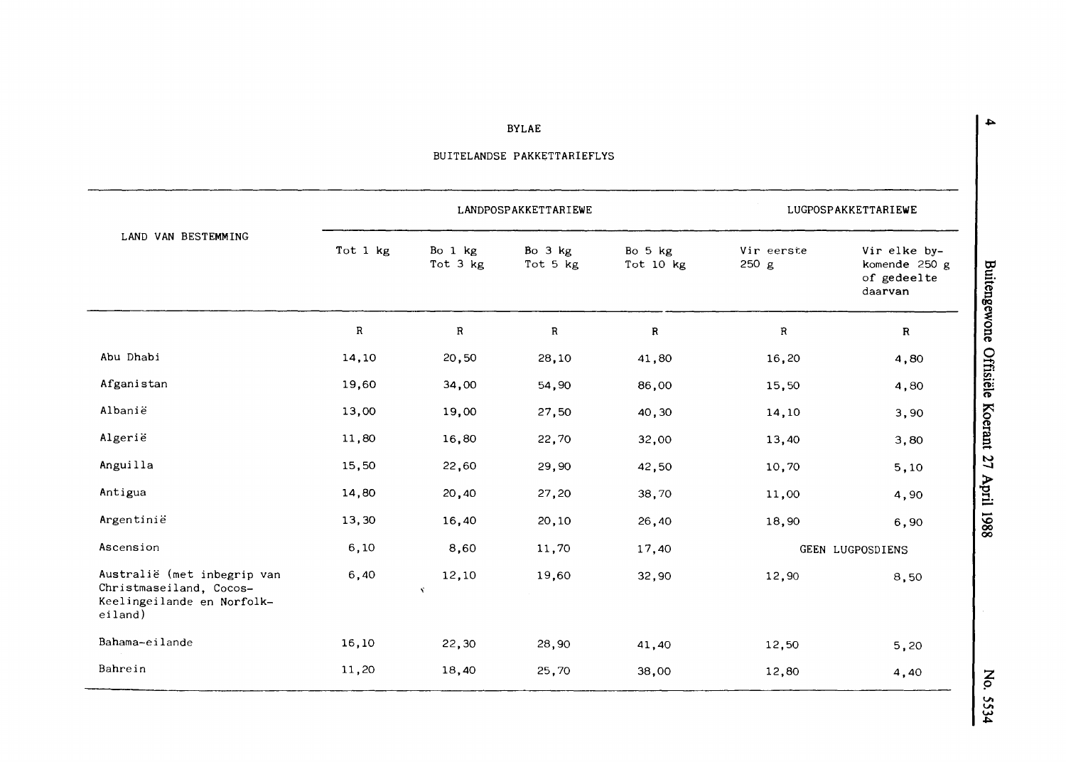BYLAE

BUITELANDSE PAKKETTARIEFLYS

| LAND VAN BESTEMMING | LANDPOSPAKKETTARIEWE | | | | LUGPOSPAKKETTARIEWE | |
|---|---|---|---|---|---|---|
| | Tot 1 kg | Bo 1 kg Tot 3 kg | Bo 3 kg Tot 5 kg | Bo 5 kg Tot 10 kg | Vir eerste 250 g | Vir elke by-komende 250 g of gedeelte daarvan |
| | R | R | R | R | R | R |
| Abu Dhabi | 14,10 | 20,50 | 28,10 | 41,80 | 16,20 | 4,80 |
| Afganistan | 19,60 | 34,00 | 54,90 | 86,00 | 15,50 | 4,80 |
| Albanië | 13,00 | 19,00 | 27,50 | 40,30 | 14,10 | 3,90 |
| Algerië | 11,80 | 16,80 | 22,70 | 32,00 | 13,40 | 3,80 |
| Anguilla | 15,50 | 22,60 | 29,90 | 42,50 | 10,70 | 5,10 |
| Antigua | 14,80 | 20,40 | 27,20 | 38,70 | 11,00 | 4,90 |
| Argentinië | 13,30 | 16,40 | 20,10 | 26,40 | 18,90 | 6,90 |
| Ascension | 6,10 | 8,60 | 11,70 | 17,40 | GEEN LUGPOSDIENS | |
| Australië (met inbegrip van Christmaseiland, Cocos-Keelingeilande en Norfolk-eiland) | 6,40 | 12,10 | 19,60 | 32,90 | 12,90 | 8,50 |
| Bahama-eilande | 16,10 | 22,30 | 28,90 | 41,40 | 12,50 | 5,20 |
| Bahrein | 11,20 | 18,40 | 25,70 | 38,00 | 12,80 | 4,40 |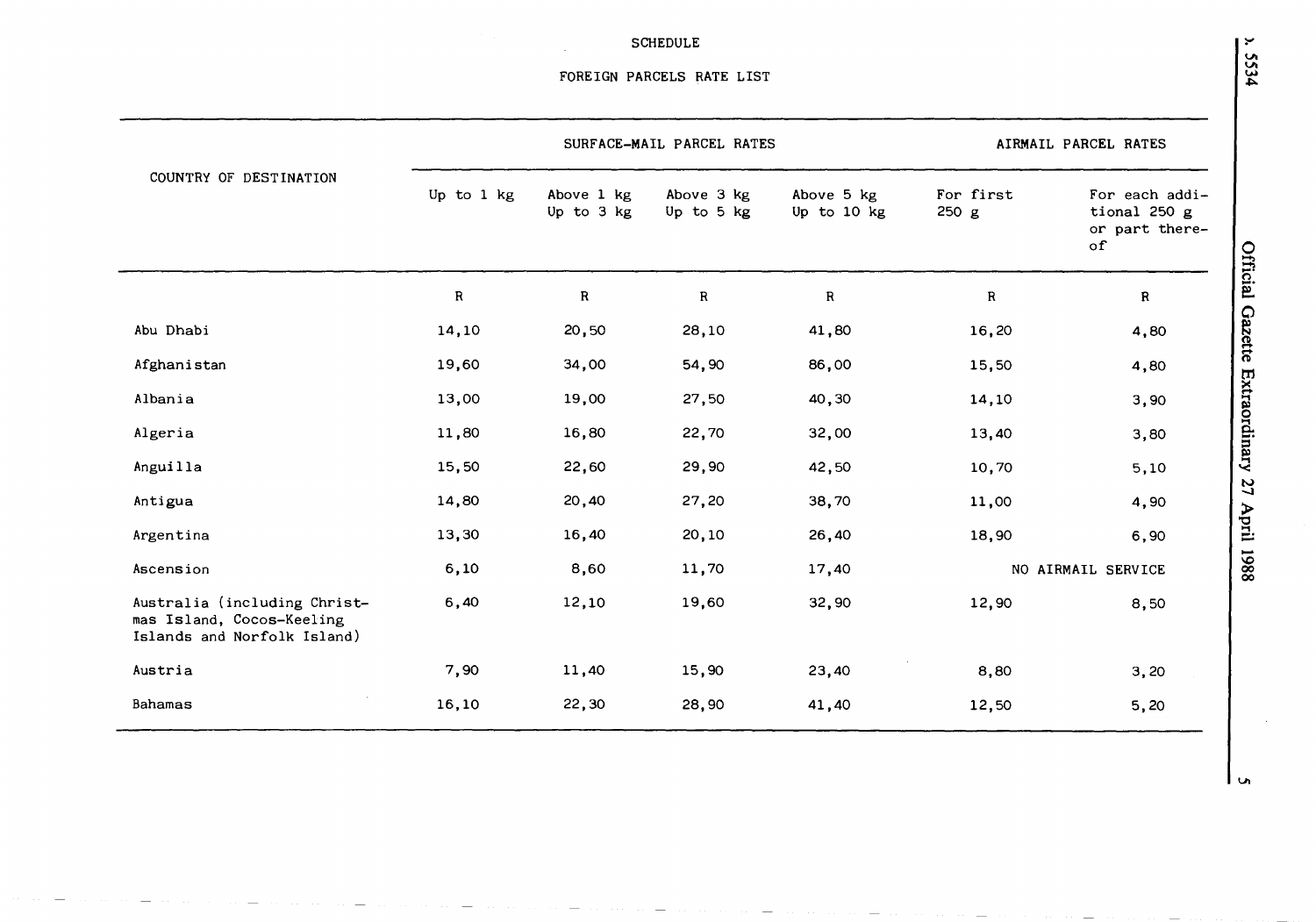SCHEDULE

FOREIGN PARCELS RATE LIST

| COUNTRY OF DESTINATION | SURFACE-MAIL PARCEL RATES | | | | AIRMAIL PARCEL RATES | |
|---|---|---|---|---|---|---|
| | Up to 1 kg | Above 1 kg Up to 3 kg | Above 3 kg Up to 5 kg | Above 5 kg Up to 10 kg | For first 250 g | For each additional 250 g or part thereof |
| | R | R | R | R | R | R |
| Abu Dhabi | 14,10 | 20,50 | 28,10 | 41,80 | 16,20 | 4,80 |
| Afghanistan | 19,60 | 34,00 | 54,90 | 86,00 | 15,50 | 4,80 |
| Albania | 13,00 | 19,00 | 27,50 | 40,30 | 14,10 | 3,90 |
| Algeria | 11,80 | 16,80 | 22,70 | 32,00 | 13,40 | 3,80 |
| Anguilla | 15,50 | 22,60 | 29,90 | 42,50 | 10,70 | 5,10 |
| Antigua | 14,80 | 20,40 | 27,20 | 38,70 | 11,00 | 4,90 |
| Argentina | 13,30 | 16,40 | 20,10 | 26,40 | 18,90 | 6,90 |
| Ascension | 6,10 | 8,60 | 11,70 | 17,40 | NO AIRMAIL SERVICE | |
| Australia (including Christmas Island, Cocos-Keeling Islands and Norfolk Island) | 6,40 | 12,10 | 19,60 | 32,90 | 12,90 | 8,50 |
| Austria | 7,90 | 11,40 | 15,90 | 23,40 | 8,80 | 3,20 |
| Bahamas | 16,10 | 22,30 | 28,90 | 41,40 | 12,50 | 5,20 |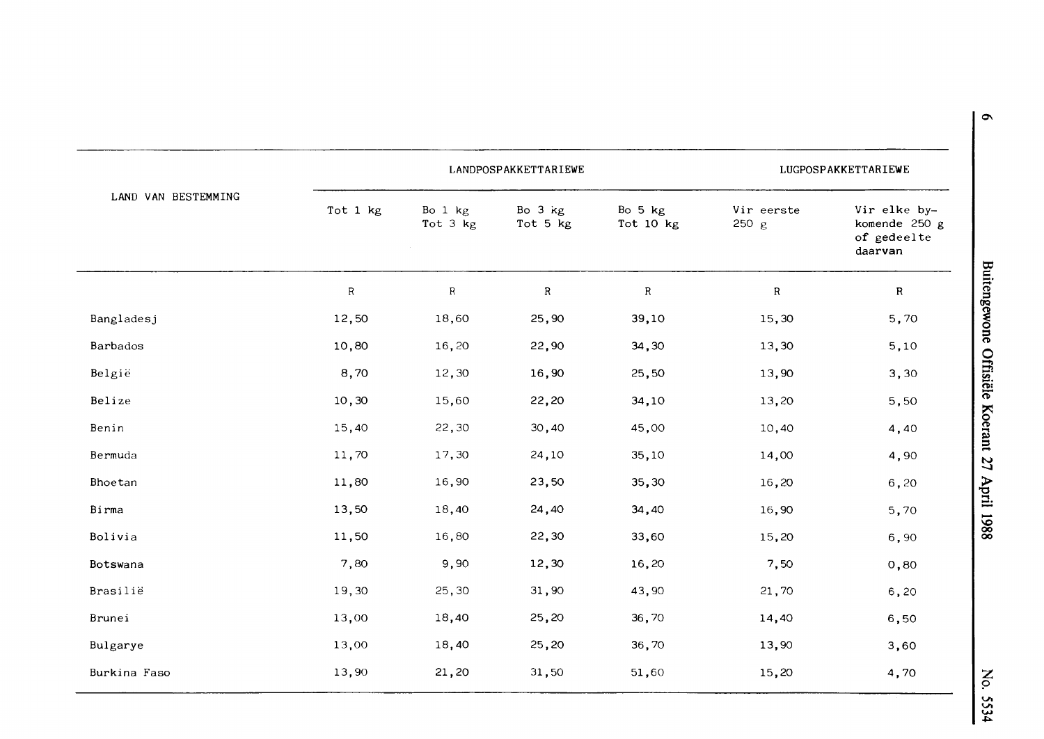| LAND VAN BESTEMMING | LANDPOSPAKKETTARIEWE | | | | LUGPOSPAKKETTARIEWE | |
|---|---|---|---|---|---|---|
| | Tot 1 kg | Bo 1 kg Tot 3 kg | Bo 3 kg Tot 5 kg | Bo 5 kg Tot 10 kg | Vir eerste 250 g | Vir elke bykomende 250 g of gedeelte daarvan |
| | R | R | R | R | R | R |
| Bangladesj | 12,50 | 18,60 | 25,90 | 39,10 | 15,30 | 5,70 |
| Barbados | 10,80 | 16,20 | 22,90 | 34,30 | 13,30 | 5,10 |
| België | 8,70 | 12,30 | 16,90 | 25,50 | 13,90 | 3,30 |
| Belize | 10,30 | 15,60 | 22,20 | 34,10 | 13,20 | 5,50 |
| Benin | 15,40 | 22,30 | 30,40 | 45,00 | 10,40 | 4,40 |
| Bermuda | 11,70 | 17,30 | 24,10 | 35,10 | 14,00 | 4,90 |
| Bhoetan | 11,80 | 16,90 | 23,50 | 35,30 | 16,20 | 6,20 |
| Birma | 13,50 | 18,40 | 24,40 | 34,40 | 16,90 | 5,70 |
| Bolivia | 11,50 | 16,80 | 22,30 | 33,60 | 15,20 | 6,90 |
| Botswana | 7,80 | 9,90 | 12,30 | 16,20 | 7,50 | 0,80 |
| Brasilië | 19,30 | 25,30 | 31,90 | 43,90 | 21,70 | 6,20 |
| Brunei | 13,00 | 18,40 | 25,20 | 36,70 | 14,40 | 6,50 |
| Bulgarye | 13,00 | 18,40 | 25,20 | 36,70 | 13,90 | 3,60 |
| Burkina Faso | 13,90 | 21,20 | 31,50 | 51,60 | 15,20 | 4,70 |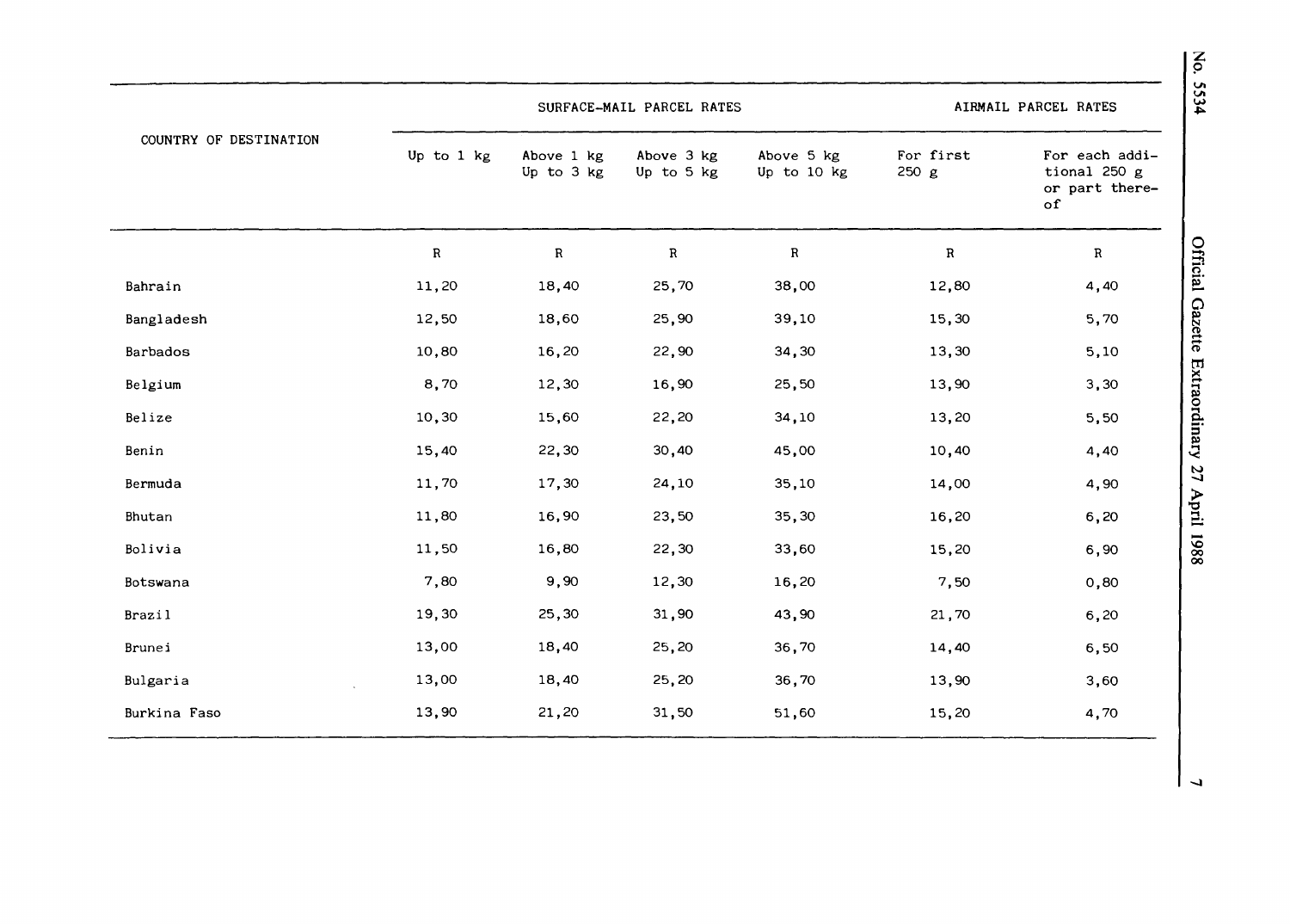| COUNTRY OF DESTINATION | SURFACE-MAIL PARCEL RATES | | | | AIRMAIL PARCEL RATES | |
|---|---|---|---|---|---|---|
| | Up to 1 kg | Above 1 kg Up to 3 kg | Above 3 kg Up to 5 kg | Above 5 kg Up to 10 kg | For first 250 g | For each additional 250 g or part thereof |
| | R | R | R | R | R | R |
| Bahrain | 11,20 | 18,40 | 25,70 | 38,00 | 12,80 | 4,40 |
| Bangladesh | 12,50 | 18,60 | 25,90 | 39,10 | 15,30 | 5,70 |
| Barbados | 10,80 | 16,20 | 22,90 | 34,30 | 13,30 | 5,10 |
| Belgium | 8,70 | 12,30 | 16,90 | 25,50 | 13,90 | 3,30 |
| Belize | 10,30 | 15,60 | 22,20 | 34,10 | 13,20 | 5,50 |
| Benin | 15,40 | 22,30 | 30,40 | 45,00 | 10,40 | 4,40 |
| Bermuda | 11,70 | 17,30 | 24,10 | 35,10 | 14,00 | 4,90 |
| Bhutan | 11,80 | 16,90 | 23,50 | 35,30 | 16,20 | 6,20 |
| Bolivia | 11,50 | 16,80 | 22,30 | 33,60 | 15,20 | 6,90 |
| Botswana | 7,80 | 9,90 | 12,30 | 16,20 | 7,50 | 0,80 |
| Brazil | 19,30 | 25,30 | 31,90 | 43,90 | 21,70 | 6,20 |
| Brunei | 13,00 | 18,40 | 25,20 | 36,70 | 14,40 | 6,50 |
| Bulgaria | 13,00 | 18,40 | 25,20 | 36,70 | 13,90 | 3,60 |
| Burkina Faso | 13,90 | 21,20 | 31,50 | 51,60 | 15,20 | 4,70 |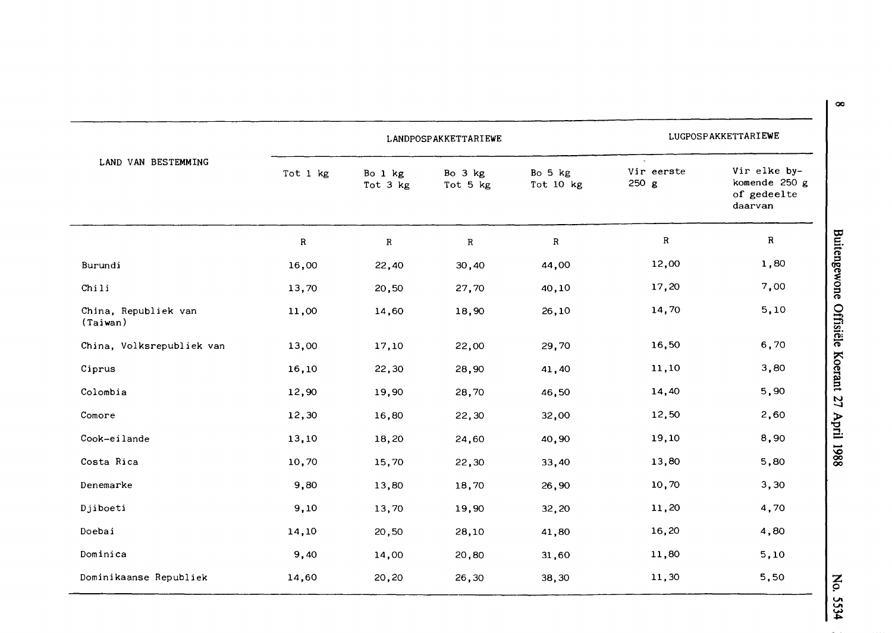| LAND VAN BESTEMMING | LANDPOSPAKKETTARIEWE | | | | LUGPOSPAKKETTARIEWE | |
|---|---|---|---|---|---|---|
| | Tot 1 kg | Bo 1 kg Tot 3 kg | Bo 3 kg Tot 5 kg | Bo 5 kg Tot 10 kg | Vir eerste 250 g | Vir elke bykomende 250 g of gedeelte daarvan |
| | R | R | R | R | R | R |
| Burundi | 16,00 | 22,40 | 30,40 | 44,00 | 12,00 | 1,80 |
| Chili | 13,70 | 20,50 | 27,70 | 40,10 | 17,20 | 7,00 |
| China, Republiek van (Taiwan) | 11,00 | 14,60 | 18,90 | 26,10 | 14,70 | 5,10 |
| China, Volksrepubliek van | 13,00 | 17,10 | 22,00 | 29,70 | 16,50 | 6,70 |
| Ciprus | 16,10 | 22,30 | 28,90 | 41,40 | 11,10 | 3,80 |
| Colombia | 12,90 | 19,90 | 28,70 | 46,50 | 14,40 | 5,90 |
| Comore | 12,30 | 16,80 | 22,30 | 32,00 | 12,50 | 2,60 |
| Cook-eilande | 13,10 | 18,20 | 24,60 | 40,90 | 19,10 | 8,90 |
| Costa Rica | 10,70 | 15,70 | 22,30 | 33,40 | 13,80 | 5,80 |
| Denemarke | 9,80 | 13,80 | 18,70 | 26,90 | 10,70 | 3,30 |
| Djiboeti | 9,10 | 13,70 | 19,90 | 32,20 | 11,20 | 4,70 |
| Doebai | 14,10 | 20,50 | 28,10 | 41,80 | 16,20 | 4,80 |
| Dominica | 9,40 | 14,00 | 20,80 | 31,60 | 11,80 | 5,10 |
| Dominikaanse Republiek | 14,60 | 20,20 | 26,30 | 38,30 | 11,30 | 5,50 |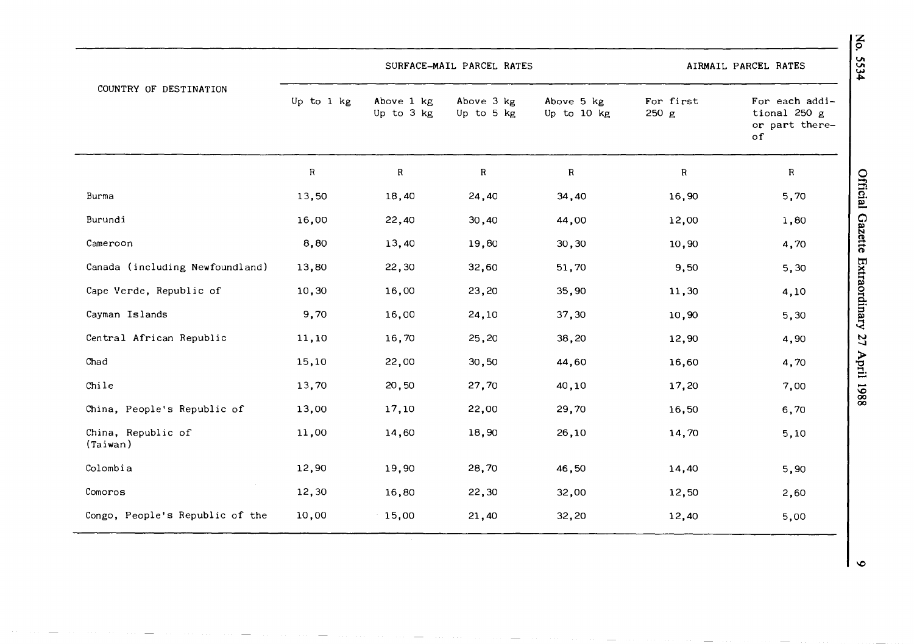| COUNTRY OF DESTINATION | SURFACE-MAIL PARCEL RATES | | | | AIRMAIL PARCEL RATES | |
|---|---|---|---|---|---|---|
| | Up to 1 kg | Above 1 kg Up to 3 kg | Above 3 kg Up to 5 kg | Above 5 kg Up to 10 kg | For first 250 g | For each additional 250 g or part thereof |
| | R | R | R | R | R | R |
| Burma | 13,50 | 18,40 | 24,40 | 34,40 | 16,90 | 5,70 |
| Burundi | 16,00 | 22,40 | 30,40 | 44,00 | 12,00 | 1,80 |
| Cameroon | 8,80 | 13,40 | 19,80 | 30,30 | 10,90 | 4,70 |
| Canada (including Newfoundland) | 13,80 | 22,30 | 32,60 | 51,70 | 9,50 | 5,30 |
| Cape Verde, Republic of | 10,30 | 16,00 | 23,20 | 35,90 | 11,30 | 4,10 |
| Cayman Islands | 9,70 | 16,00 | 24,10 | 37,30 | 10,90 | 5,30 |
| Central African Republic | 11,10 | 16,70 | 25,20 | 38,20 | 12,90 | 4,90 |
| Chad | 15,10 | 22,00 | 30,50 | 44,60 | 16,60 | 4,70 |
| Chile | 13,70 | 20,50 | 27,70 | 40,10 | 17,20 | 7,00 |
| China, People's Republic of | 13,00 | 17,10 | 22,00 | 29,70 | 16,50 | 6,70 |
| China, Republic of (Taiwan) | 11,00 | 14,60 | 18,90 | 26,10 | 14,70 | 5,10 |
| Colombia | 12,90 | 19,90 | 28,70 | 46,50 | 14,40 | 5,90 |
| Comoros | 12,30 | 16,80 | 22,30 | 32,00 | 12,50 | 2,60 |
| Congo, People's Republic of the | 10,00 | 15,00 | 21,40 | 32,20 | 12,40 | 5,00 |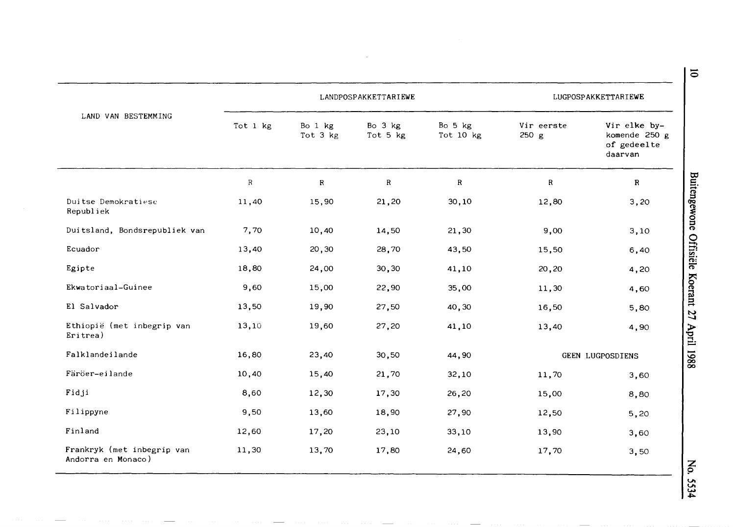| LAND VAN BESTEMMING | LANDPOSPAKKETTARIEWE | | | | LUGPOSPAKKETTARIEWE | |
|---|---|---|---|---|---|---|
| | Tot 1 kg | Bo 1 kg Tot 3 kg | Bo 3 kg Tot 5 kg | Bo 5 kg Tot 10 kg | Vir eerste 250 g | Vir elke by-komende 250 g of gedeelte daarvan |
| | R | R | R | R | R | R |
| Duitse Demokratiese Republiek | 11,40 | 15,90 | 21,20 | 30,10 | 12,80 | 3,20 |
| Duitsland, Bondsrepubliek van | 7,70 | 10,40 | 14,50 | 21,30 | 9,00 | 3,10 |
| Ecuador | 13,40 | 20,30 | 28,70 | 43,50 | 15,50 | 6,40 |
| Egipte | 18,80 | 24,00 | 30,30 | 41,10 | 20,20 | 4,20 |
| Ekwatoriaal-Guinee | 9,60 | 15,00 | 22,90 | 35,00 | 11,30 | 4,60 |
| El Salvador | 13,50 | 19,90 | 27,50 | 40,30 | 16,50 | 5,80 |
| Ethiopië (met inbegrip van Eritrea) | 13,10 | 19,60 | 27,20 | 41,10 | 13,40 | 4,90 |
| Falklandeilande | 16,80 | 23,40 | 30,50 | 44,90 | GEEN LUGPOSDIENS | |
| Färöer-eilande | 10,40 | 15,40 | 21,70 | 32,10 | 11,70 | 3,60 |
| Fidji | 8,60 | 12,30 | 17,30 | 26,20 | 15,00 | 8,80 |
| Filippyne | 9,50 | 13,60 | 18,90 | 27,90 | 12,50 | 5,20 |
| Finland | 12,60 | 17,20 | 23,10 | 33,10 | 13,90 | 3,60 |
| Frankryk (met inbegrip van Andorra en Monaco) | 11,30 | 13,70 | 17,80 | 24,60 | 17,70 | 3,50 |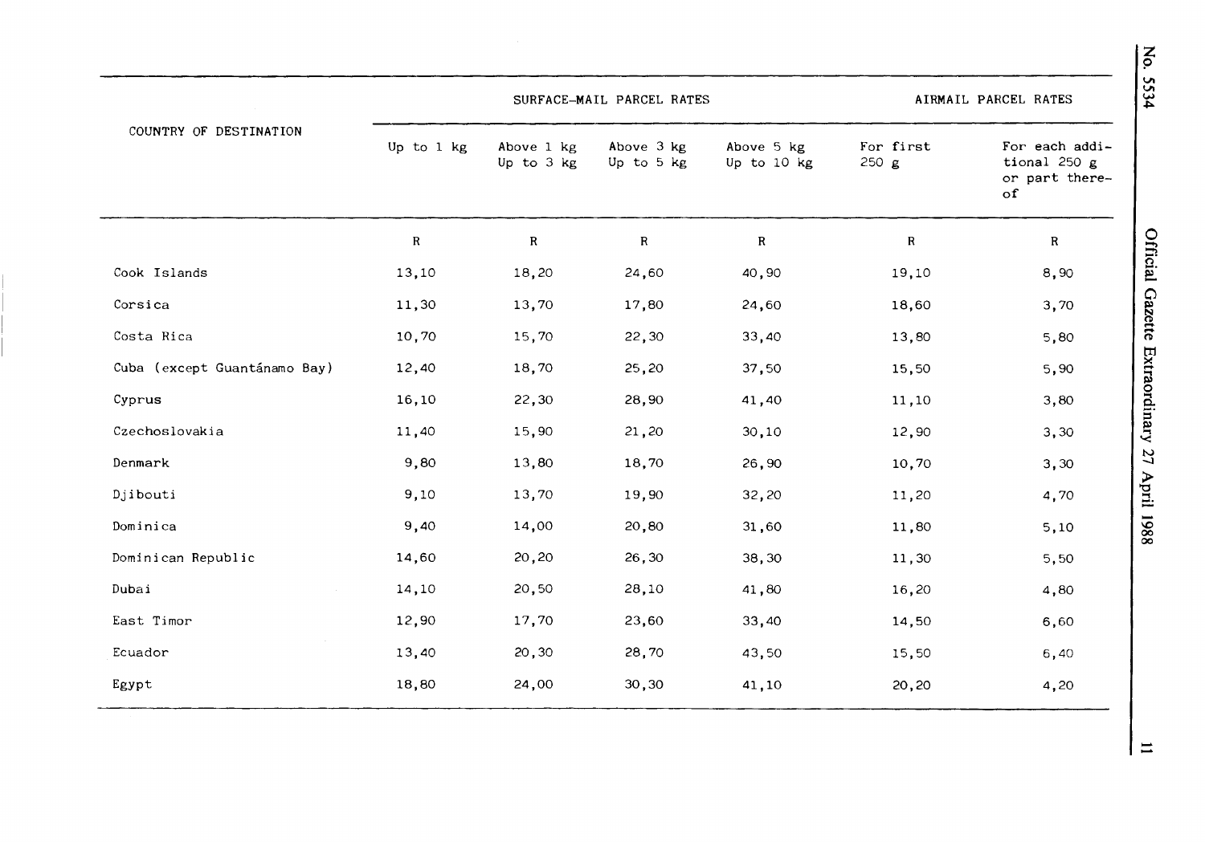| COUNTRY OF DESTINATION | SURFACE-MAIL PARCEL RATES | | | | AIRMAIL PARCEL RATES | |
|---|---|---|---|---|---|---|
| | Up to 1 kg | Above 1 kg Up to 3 kg | Above 3 kg Up to 5 kg | Above 5 kg Up to 10 kg | For first 250 g | For each additional 250 g or part thereof |
| | R | R | R | R | R | R |
| Cook Islands | 13,10 | 18,20 | 24,60 | 40,90 | 19,10 | 8,90 |
| Corsica | 11,30 | 13,70 | 17,80 | 24,60 | 18,60 | 3,70 |
| Costa Rica | 10,70 | 15,70 | 22,30 | 33,40 | 13,80 | 5,80 |
| Cuba (except Guantánamo Bay) | 12,40 | 18,70 | 25,20 | 37,50 | 15,50 | 5,90 |
| Cyprus | 16,10 | 22,30 | 28,90 | 41,40 | 11,10 | 3,80 |
| Czechoslovakia | 11,40 | 15,90 | 21,20 | 30,10 | 12,90 | 3,30 |
| Denmark | 9,80 | 13,80 | 18,70 | 26,90 | 10,70 | 3,30 |
| Djibouti | 9,10 | 13,70 | 19,90 | 32,20 | 11,20 | 4,70 |
| Dominica | 9,40 | 14,00 | 20,80 | 31,60 | 11,80 | 5,10 |
| Dominican Republic | 14,60 | 20,20 | 26,30 | 38,30 | 11,30 | 5,50 |
| Dubai | 14,10 | 20,50 | 28,10 | 41,80 | 16,20 | 4,80 |
| East Timor | 12,90 | 17,70 | 23,60 | 33,40 | 14,50 | 6,60 |
| Ecuador | 13,40 | 20,30 | 28,70 | 43,50 | 15,50 | 6,40 |
| Egypt | 18,80 | 24,00 | 30,30 | 41,10 | 20,20 | 4,20 |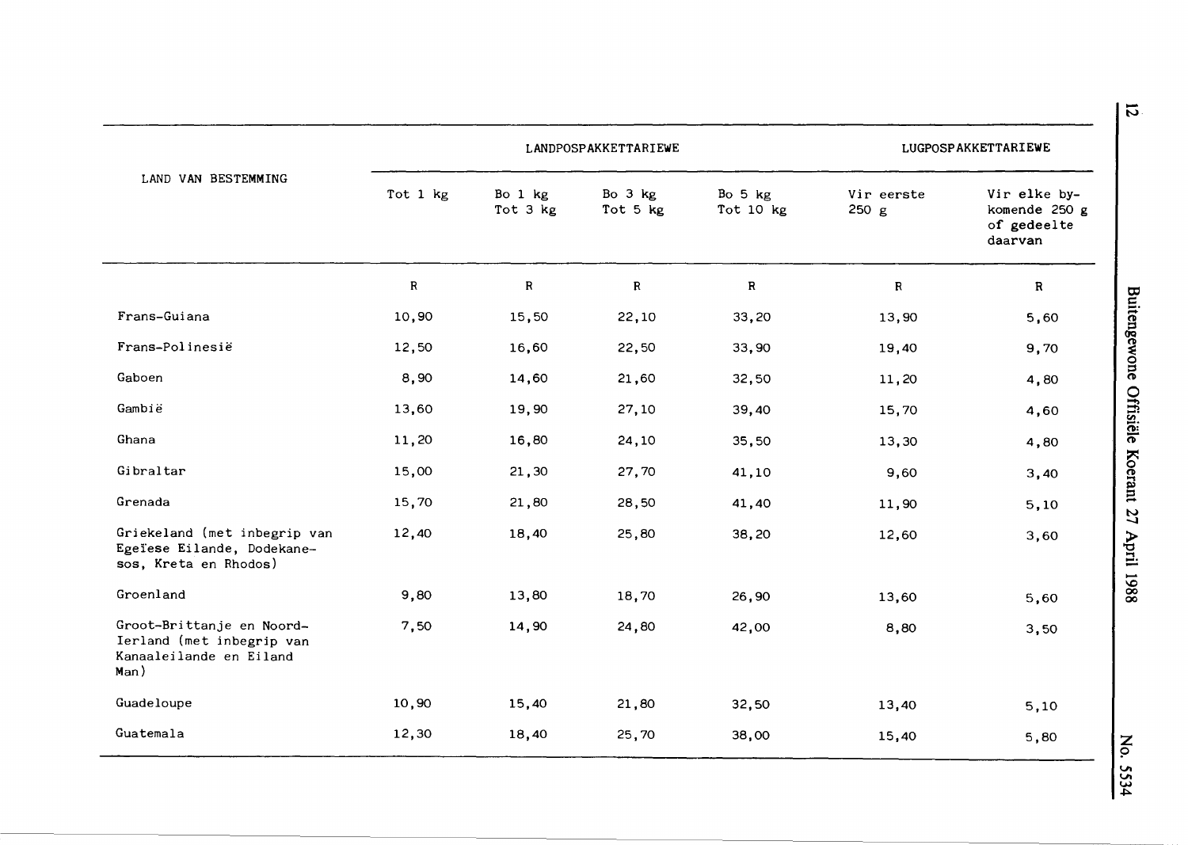| LAND VAN BESTEMMING | LANDPOSPAKKETTARIEWE | | | | LUGPOSPAKKETTARIEWE | |
|---|---|---|---|---|---|---|
| | Tot 1 kg | Bo 1 kg Tot 3 kg | Bo 3 kg Tot 5 kg | Bo 5 kg Tot 10 kg | Vir eerste 250 g | Vir elke bykomende 250 g of gedeelte daarvan |
| | R | R | R | R | R | R |
| Frans-Guiana | 10,90 | 15,50 | 22,10 | 33,20 | 13,90 | 5,60 |
| Frans-Polinesië | 12,50 | 16,60 | 22,50 | 33,90 | 19,40 | 9,70 |
| Gaboen | 8,90 | 14,60 | 21,60 | 32,50 | 11,20 | 4,80 |
| Gambië | 13,60 | 19,90 | 27,10 | 39,40 | 15,70 | 4,60 |
| Ghana | 11,20 | 16,80 | 24,10 | 35,50 | 13,30 | 4,80 |
| Gibraltar | 15,00 | 21,30 | 27,70 | 41,10 | 9,60 | 3,40 |
| Grenada | 15,70 | 21,80 | 28,50 | 41,40 | 11,90 | 5,10 |
| Griekeland (met inbegrip van Egeïese Eilande, Dodekanesos, Kreta en Rhodos) | 12,40 | 18,40 | 25,80 | 38,20 | 12,60 | 3,60 |
| Groenland | 9,80 | 13,80 | 18,70 | 26,90 | 13,60 | 5,60 |
| Groot-Brittanje en Noord-Ierland (met inbegrip van Kanaaleilande en Eiland Man) | 7,50 | 14,90 | 24,80 | 42,00 | 8,80 | 3,50 |
| Guadeloupe | 10,90 | 15,40 | 21,80 | 32,50 | 13,40 | 5,10 |
| Guatemala | 12,30 | 18,40 | 25,70 | 38,00 | 15,40 | 5,80 |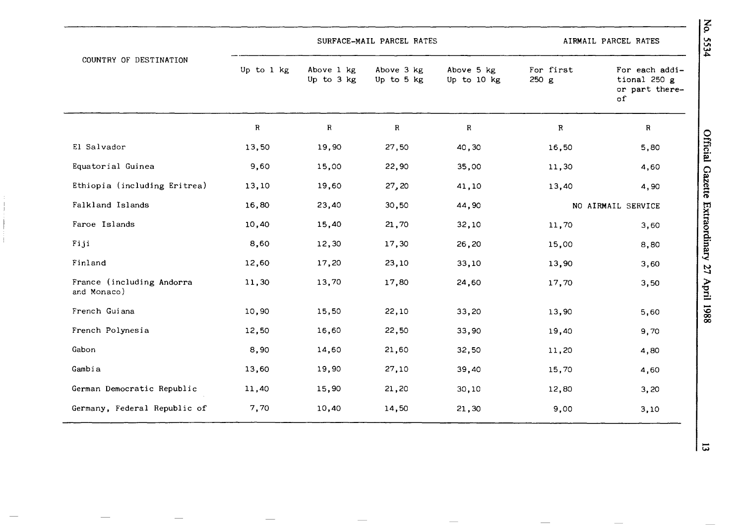| COUNTRY OF DESTINATION | SURFACE-MAIL PARCEL RATES | | | | AIRMAIL PARCEL RATES | |
|---|---|---|---|---|---|---|
| | Up to 1 kg | Above 1 kg Up to 3 kg | Above 3 kg Up to 5 kg | Above 5 kg Up to 10 kg | For first 250 g | For each additional 250 g or part thereof |
| | R | R | R | R | R | R |
| El Salvador | 13,50 | 19,90 | 27,50 | 40,30 | 16,50 | 5,80 |
| Equatorial Guinea | 9,60 | 15,00 | 22,90 | 35,00 | 11,30 | 4,60 |
| Ethiopia (including Eritrea) | 13,10 | 19,60 | 27,20 | 41,10 | 13,40 | 4,90 |
| Falkland Islands | 16,80 | 23,40 | 30,50 | 44,90 | NO AIRMAIL SERVICE | |
| Faroe Islands | 10,40 | 15,40 | 21,70 | 32,10 | 11,70 | 3,60 |
| Fiji | 8,60 | 12,30 | 17,30 | 26,20 | 15,00 | 8,80 |
| Finland | 12,60 | 17,20 | 23,10 | 33,10 | 13,90 | 3,60 |
| France (including Andorra and Monaco) | 11,30 | 13,70 | 17,80 | 24,60 | 17,70 | 3,50 |
| French Guiana | 10,90 | 15,50 | 22,10 | 33,20 | 13,90 | 5,60 |
| French Polynesia | 12,50 | 16,60 | 22,50 | 33,90 | 19,40 | 9,70 |
| Gabon | 8,90 | 14,60 | 21,60 | 32,50 | 11,20 | 4,80 |
| Gambia | 13,60 | 19,90 | 27,10 | 39,40 | 15,70 | 4,60 |
| German Democratic Republic | 11,40 | 15,90 | 21,20 | 30,10 | 12,80 | 3,20 |
| Germany, Federal Republic of | 7,70 | 10,40 | 14,50 | 21,30 | 9,00 | 3,10 |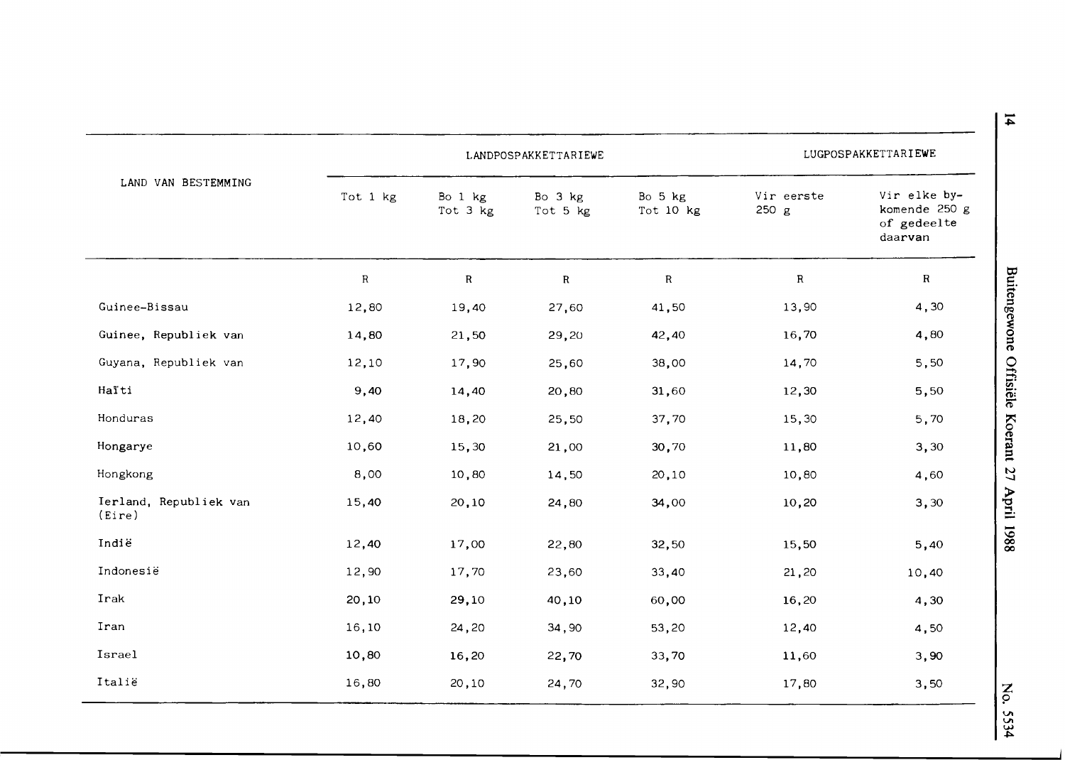| LAND VAN BESTEMMING | LANDPOSPAKKETTARIEWE | | | | LUGPOSPAKKETTARIEWE | |
|---|---|---|---|---|---|---|
| | Tot 1 kg | Bo 1 kg Tot 3 kg | Bo 3 kg Tot 5 kg | Bo 5 kg Tot 10 kg | Vir eerste 250 g | Vir elke by-komende 250 g of gedeelte daarvan |
| | R | R | R | R | R | R |
| Guinee-Bissau | 12,80 | 19,40 | 27,60 | 41,50 | 13,90 | 4,30 |
| Guinee, Republiek van | 14,80 | 21,50 | 29,20 | 42,40 | 16,70 | 4,80 |
| Guyana, Republiek van | 12,10 | 17,90 | 25,60 | 38,00 | 14,70 | 5,50 |
| Haïti | 9,40 | 14,40 | 20,80 | 31,60 | 12,30 | 5,50 |
| Honduras | 12,40 | 18,20 | 25,50 | 37,70 | 15,30 | 5,70 |
| Hongarye | 10,60 | 15,30 | 21,00 | 30,70 | 11,80 | 3,30 |
| Hongkong | 8,00 | 10,80 | 14,50 | 20,10 | 10,80 | 4,60 |
| Ierland, Republiek van (Eire) | 15,40 | 20,10 | 24,80 | 34,00 | 10,20 | 3,30 |
| Indië | 12,40 | 17,00 | 22,80 | 32,50 | 15,50 | 5,40 |
| Indonesië | 12,90 | 17,70 | 23,60 | 33,40 | 21,20 | 10,40 |
| Irak | 20,10 | 29,10 | 40,10 | 60,00 | 16,20 | 4,30 |
| Iran | 16,10 | 24,20 | 34,90 | 53,20 | 12,40 | 4,50 |
| Israel | 10,80 | 16,20 | 22,70 | 33,70 | 11,60 | 3,90 |
| Italië | 16,80 | 20,10 | 24,70 | 32,90 | 17,80 | 3,50 |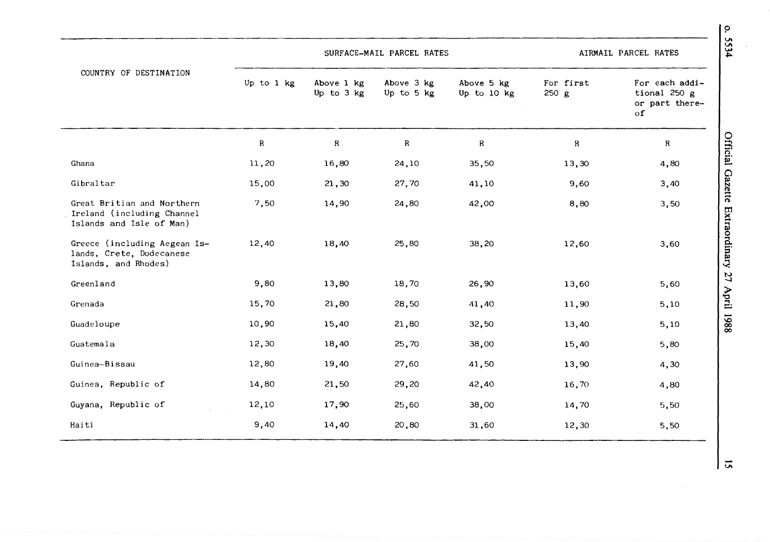| COUNTRY OF DESTINATION | SURFACE-MAIL PARCEL RATES | | | | AIRMAIL PARCEL RATES | |
|---|---|---|---|---|---|---|
| | Up to 1 kg | Above 1 kg Up to 3 kg | Above 3 kg Up to 5 kg | Above 5 kg Up to 10 kg | For first 250 g | For each additional 250 g or part thereof |
| | R | R | R | R | R | R |
| Ghana | 11,20 | 16,80 | 24,10 | 35,50 | 13,30 | 4,80 |
| Gibraltar | 15,00 | 21,30 | 27,70 | 41,10 | 9,60 | 3,40 |
| Great Britian and Northern Ireland (including Channel Islands and Isle of Man) | 7,50 | 14,90 | 24,80 | 42,00 | 8,80 | 3,50 |
| Greece (including Aegean Islands, Crete, Dodecanese Islands, and Rhodes) | 12,40 | 18,40 | 25,80 | 38,20 | 12,60 | 3,60 |
| Greenland | 9,80 | 13,80 | 18,70 | 26,90 | 13,60 | 5,60 |
| Grenada | 15,70 | 21,80 | 28,50 | 41,40 | 11,90 | 5,10 |
| Guadeloupe | 10,90 | 15,40 | 21,80 | 32,50 | 13,40 | 5,10 |
| Guatemala | 12,30 | 18,40 | 25,70 | 38,00 | 15,40 | 5,80 |
| Guinea-Bissau | 12,80 | 19,40 | 27,60 | 41,50 | 13,90 | 4,30 |
| Guinea, Republic of | 14,80 | 21,50 | 29,20 | 42,40 | 16,70 | 4,80 |
| Guyana, Republic of | 12,10 | 17,90 | 25,60 | 38,00 | 14,70 | 5,50 |
| Haiti | 9,40 | 14,40 | 20,80 | 31,60 | 12,30 | 5,50 |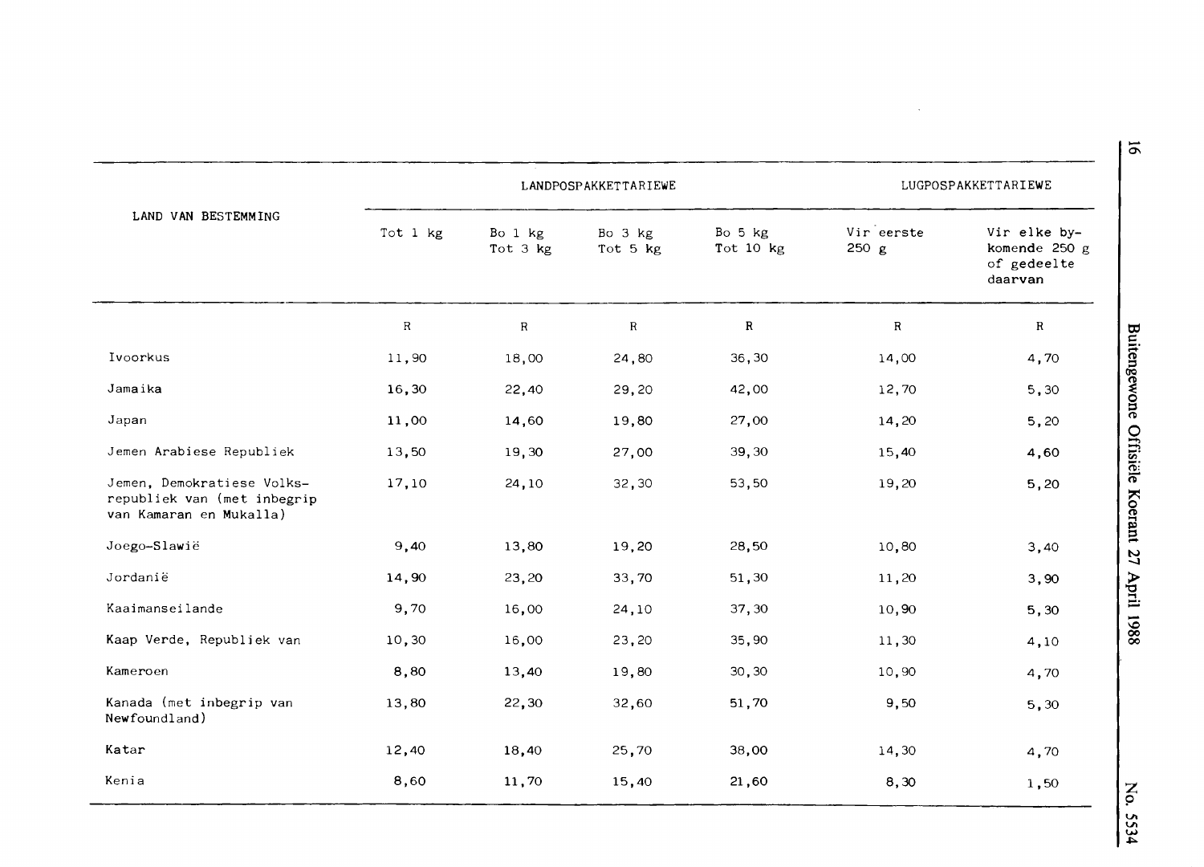| LAND VAN BESTEMMING | LANDPOSPAKKETTARIEWE | | | | LUGPOSPAKKETTARIEWE | |
|---|---|---|---|---|---|---|
| | Tot 1 kg | Bo 1 kg Tot 3 kg | Bo 3 kg Tot 5 kg | Bo 5 kg Tot 10 kg | Vir eerste 250 g | Vir elke bykomende 250 g of gedeelte daarvan |
| | R | R | R | R | R | R |
| Ivoorkus | 11,90 | 18,00 | 24,80 | 36,30 | 14,00 | 4,70 |
| Jamaika | 16,30 | 22,40 | 29,20 | 42,00 | 12,70 | 5,30 |
| Japan | 11,00 | 14,60 | 19,80 | 27,00 | 14,20 | 5,20 |
| Jemen Arabiese Republiek | 13,50 | 19,30 | 27,00 | 39,30 | 15,40 | 4,60 |
| Jemen, Demokratiese Volksrepubliek van (met inbegrip van Kamaran en Mukalla) | 17,10 | 24,10 | 32,30 | 53,50 | 19,20 | 5,20 |
| Joego-Slawië | 9,40 | 13,80 | 19,20 | 28,50 | 10,80 | 3,40 |
| Jordanië | 14,90 | 23,20 | 33,70 | 51,30 | 11,20 | 3,90 |
| Kaaimanseilande | 9,70 | 16,00 | 24,10 | 37,30 | 10,90 | 5,30 |
| Kaap Verde, Republiek van | 10,30 | 16,00 | 23,20 | 35,90 | 11,30 | 4,10 |
| Kameroen | 8,80 | 13,40 | 19,80 | 30,30 | 10,90 | 4,70 |
| Kanada (met inbegrip van Newfoundland) | 13,80 | 22,30 | 32,60 | 51,70 | 9,50 | 5,30 |
| Katar | 12,40 | 18,40 | 25,70 | 38,00 | 14,30 | 4,70 |
| Kenia | 8,60 | 11,70 | 15,40 | 21,60 | 8,30 | 1,50 |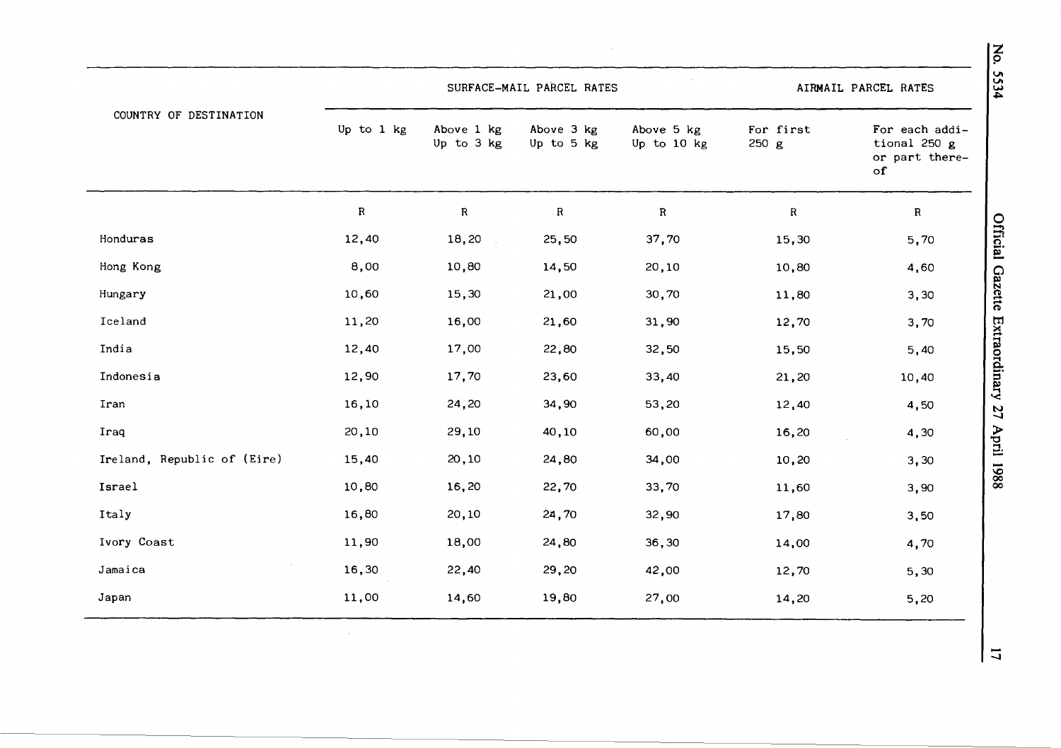| COUNTRY OF DESTINATION | SURFACE-MAIL PARCEL RATES | | | | AIRMAIL PARCEL RATES | |
|---|---|---|---|---|---|---|
| | Up to 1 kg | Above 1 kg Up to 3 kg | Above 3 kg Up to 5 kg | Above 5 kg Up to 10 kg | For first 250 g | For each additional 250 g or part thereof |
| | R | R | R | R | R | R |
| Honduras | 12,40 | 18,20 | 25,50 | 37,70 | 15,30 | 5,70 |
| Hong Kong | 8,00 | 10,80 | 14,50 | 20,10 | 10,80 | 4,60 |
| Hungary | 10,60 | 15,30 | 21,00 | 30,70 | 11,80 | 3,30 |
| Iceland | 11,20 | 16,00 | 21,60 | 31,90 | 12,70 | 3,70 |
| India | 12,40 | 17,00 | 22,80 | 32,50 | 15,50 | 5,40 |
| Indonesia | 12,90 | 17,70 | 23,60 | 33,40 | 21,20 | 10,40 |
| Iran | 16,10 | 24,20 | 34,90 | 53,20 | 12,40 | 4,50 |
| Iraq | 20,10 | 29,10 | 40,10 | 60,00 | 16,20 | 4,30 |
| Ireland, Republic of (Eire) | 15,40 | 20,10 | 24,80 | 34,00 | 10,20 | 3,30 |
| Israel | 10,80 | 16,20 | 22,70 | 33,70 | 11,60 | 3,90 |
| Italy | 16,80 | 20,10 | 24,70 | 32,90 | 17,80 | 3,50 |
| Ivory Coast | 11,90 | 18,00 | 24,80 | 36,30 | 14,00 | 4,70 |
| Jamaica | 16,30 | 22,40 | 29,20 | 42,00 | 12,70 | 5,30 |
| Japan | 11,00 | 14,60 | 19,80 | 27,00 | 14,20 | 5,20 |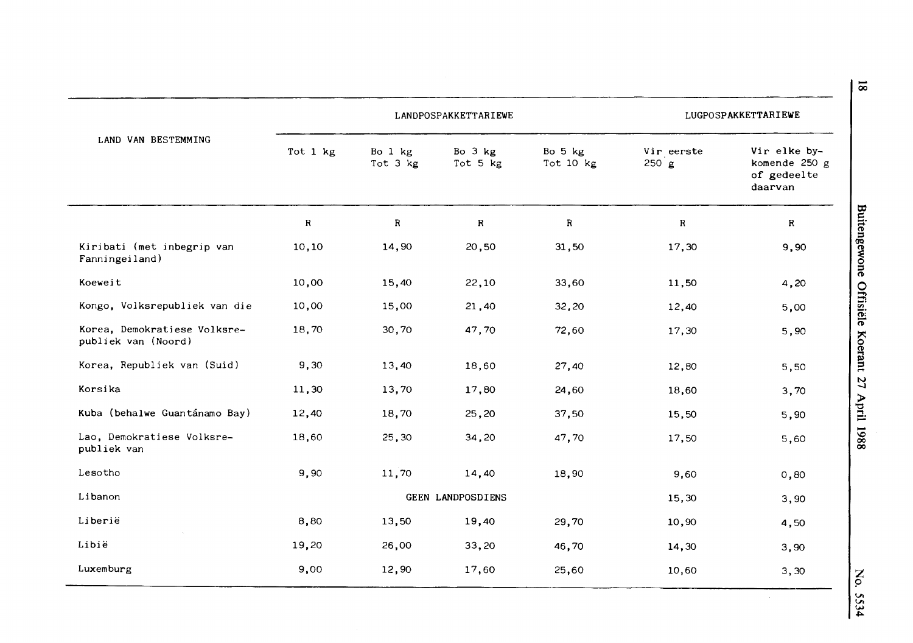| LAND VAN BESTEMMING | LANDPOSPAKKETTARIEWE | | | | LUGPOSPAKKETTARIEWE | |
|---|---|---|---|---|---|---|
| | Tot 1 kg | Bo 1 kg Tot 3 kg | Bo 3 kg Tot 5 kg | Bo 5 kg Tot 10 kg | Vir eerste 250 g | Vir elke bykomende 250 g of gedeelte daarvan |
| | R | R | R | R | R | R |
| Kiribati (met inbegrip van Fanningeiland) | 10,10 | 14,90 | 20,50 | 31,50 | 17,30 | 9,90 |
| Koeweit | 10,00 | 15,40 | 22,10 | 33,60 | 11,50 | 4,20 |
| Kongo, Volksrepubliek van die | 10,00 | 15,00 | 21,40 | 32,20 | 12,40 | 5,00 |
| Korea, Demokratiese Volksrepubliek van (Noord) | 18,70 | 30,70 | 47,70 | 72,60 | 17,30 | 5,90 |
| Korea, Republiek van (Suid) | 9,30 | 13,40 | 18,60 | 27,40 | 12,80 | 5,50 |
| Korsika | 11,30 | 13,70 | 17,80 | 24,60 | 18,60 | 3,70 |
| Kuba (behalwe Guantánamo Bay) | 12,40 | 18,70 | 25,20 | 37,50 | 15,50 | 5,90 |
| Lao, Demokratiese Volksrepubliek van | 18,60 | 25,30 | 34,20 | 47,70 | 17,50 | 5,60 |
| Lesotho | 9,90 | 11,70 | 14,40 | 18,90 | 9,60 | 0,80 |
| Libanon | GEEN LANDPOSDIENS | | | | 15,30 | 3,90 |
| Liberië | 8,80 | 13,50 | 19,40 | 29,70 | 10,90 | 4,50 |
| Libië | 19,20 | 26,00 | 33,20 | 46,70 | 14,30 | 3,90 |
| Luxemburg | 9,00 | 12,90 | 17,60 | 25,60 | 10,60 | 3,30 |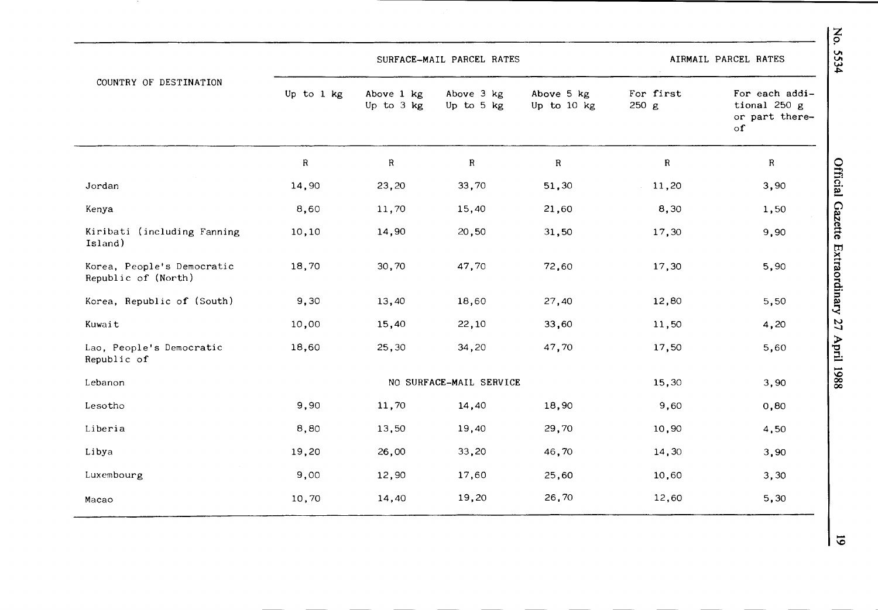| COUNTRY OF DESTINATION | SURFACE-MAIL PARCEL RATES | | | | AIRMAIL PARCEL RATES | |
|---|---|---|---|---|---|---|
| | Up to 1 kg | Above 1 kg Up to 3 kg | Above 3 kg Up to 5 kg | Above 5 kg Up to 10 kg | For first 250 g | For each additional 250 g or part thereof |
| | R | R | R | R | R | R |
| Jordan | 14,90 | 23,20 | 33,70 | 51,30 | 11,20 | 3,90 |
| Kenya | 8,60 | 11,70 | 15,40 | 21,60 | 8,30 | 1,50 |
| Kiribati (including Fanning Island) | 10,10 | 14,90 | 20,50 | 31,50 | 17,30 | 9,90 |
| Korea, People's Democratic Republic of (North) | 18,70 | 30,70 | 47,70 | 72,60 | 17,30 | 5,90 |
| Korea, Republic of (South) | 9,30 | 13,40 | 18,60 | 27,40 | 12,80 | 5,50 |
| Kuwait | 10,00 | 15,40 | 22,10 | 33,60 | 11,50 | 4,20 |
| Lao, People's Democratic Republic of | 18,60 | 25,30 | 34,20 | 47,70 | 17,50 | 5,60 |
| Lebanon | NO SURFACE-MAIL SERVICE | | | | 15,30 | 3,90 |
| Lesotho | 9,90 | 11,70 | 14,40 | 18,90 | 9,60 | 0,80 |
| Liberia | 8,80 | 13,50 | 19,40 | 29,70 | 10,90 | 4,50 |
| Libya | 19,20 | 26,00 | 33,20 | 46,70 | 14,30 | 3,90 |
| Luxembourg | 9,00 | 12,90 | 17,60 | 25,60 | 10,60 | 3,30 |
| Macao | 10,70 | 14,40 | 19,20 | 26,70 | 12,60 | 5,30 |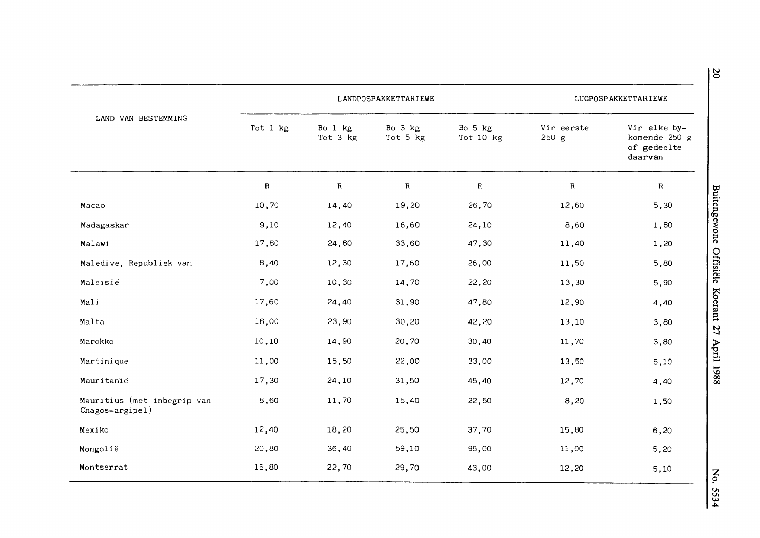| LAND VAN BESTEMMING | LANDPOSPAKKETTARIEWE | | | | LUGPOSPAKKETTARIEWE | |
|---|---|---|---|---|---|---|
| | Tot 1 kg | Bo 1 kg Tot 3 kg | Bo 3 kg Tot 5 kg | Bo 5 kg Tot 10 kg | Vir eerste 250 g | Vir elke bykomende 250 g of gedeelte daarvan |
| | R | R | R | R | R | R |
| Macao | 10,70 | 14,40 | 19,20 | 26,70 | 12,60 | 5,30 |
| Madagaskar | 9,10 | 12,40 | 16,60 | 24,10 | 8,60 | 1,80 |
| Malawi | 17,80 | 24,80 | 33,60 | 47,30 | 11,40 | 1,20 |
| Maledive, Republiek van | 8,40 | 12,30 | 17,60 | 26,00 | 11,50 | 5,80 |
| Maleisië | 7,00 | 10,30 | 14,70 | 22,20 | 13,30 | 5,90 |
| Mali | 17,60 | 24,40 | 31,90 | 47,80 | 12,90 | 4,40 |
| Malta | 18,00 | 23,90 | 30,20 | 42,20 | 13,10 | 3,80 |
| Marokko | 10,10 | 14,90 | 20,70 | 30,40 | 11,70 | 3,80 |
| Martinique | 11,00 | 15,50 | 22,00 | 33,00 | 13,50 | 5,10 |
| Mauritanië | 17,30 | 24,10 | 31,50 | 45,40 | 12,70 | 4,40 |
| Mauritius (met inbegrip van Chagos-argipel) | 8,60 | 11,70 | 15,40 | 22,50 | 8,20 | 1,50 |
| Mexiko | 12,40 | 18,20 | 25,50 | 37,70 | 15,80 | 6,20 |
| Mongolië | 20,80 | 36,40 | 59,10 | 95,00 | 11,00 | 5,20 |
| Montserrat | 15,80 | 22,70 | 29,70 | 43,00 | 12,20 | 5,10 |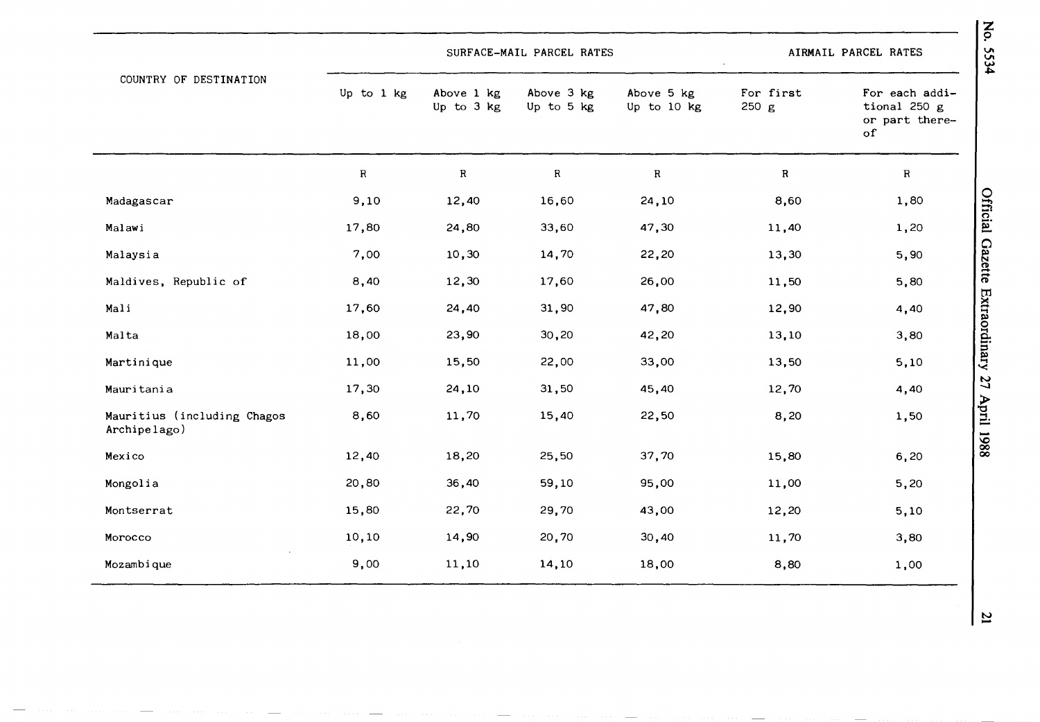| COUNTRY OF DESTINATION | SURFACE-MAIL PARCEL RATES | | | | AIRMAIL PARCEL RATES | |
|---|---|---|---|---|---|---|
| | Up to 1 kg | Above 1 kg Up to 3 kg | Above 3 kg Up to 5 kg | Above 5 kg Up to 10 kg | For first 250 g | For each additional 250 g or part thereof |
| | R | R | R | R | R | R |
| Madagascar | 9,10 | 12,40 | 16,60 | 24,10 | 8,60 | 1,80 |
| Malawi | 17,80 | 24,80 | 33,60 | 47,30 | 11,40 | 1,20 |
| Malaysia | 7,00 | 10,30 | 14,70 | 22,20 | 13,30 | 5,90 |
| Maldives, Republic of | 8,40 | 12,30 | 17,60 | 26,00 | 11,50 | 5,80 |
| Mali | 17,60 | 24,40 | 31,90 | 47,80 | 12,90 | 4,40 |
| Malta | 18,00 | 23,90 | 30,20 | 42,20 | 13,10 | 3,80 |
| Martinique | 11,00 | 15,50 | 22,00 | 33,00 | 13,50 | 5,10 |
| Mauritania | 17,30 | 24,10 | 31,50 | 45,40 | 12,70 | 4,40 |
| Mauritius (including Chagos Archipelago) | 8,60 | 11,70 | 15,40 | 22,50 | 8,20 | 1,50 |
| Mexico | 12,40 | 18,20 | 25,50 | 37,70 | 15,80 | 6,20 |
| Mongolia | 20,80 | 36,40 | 59,10 | 95,00 | 11,00 | 5,20 |
| Montserrat | 15,80 | 22,70 | 29,70 | 43,00 | 12,20 | 5,10 |
| Morocco | 10,10 | 14,90 | 20,70 | 30,40 | 11,70 | 3,80 |
| Mozambique | 9,00 | 11,10 | 14,10 | 18,00 | 8,80 | 1,00 |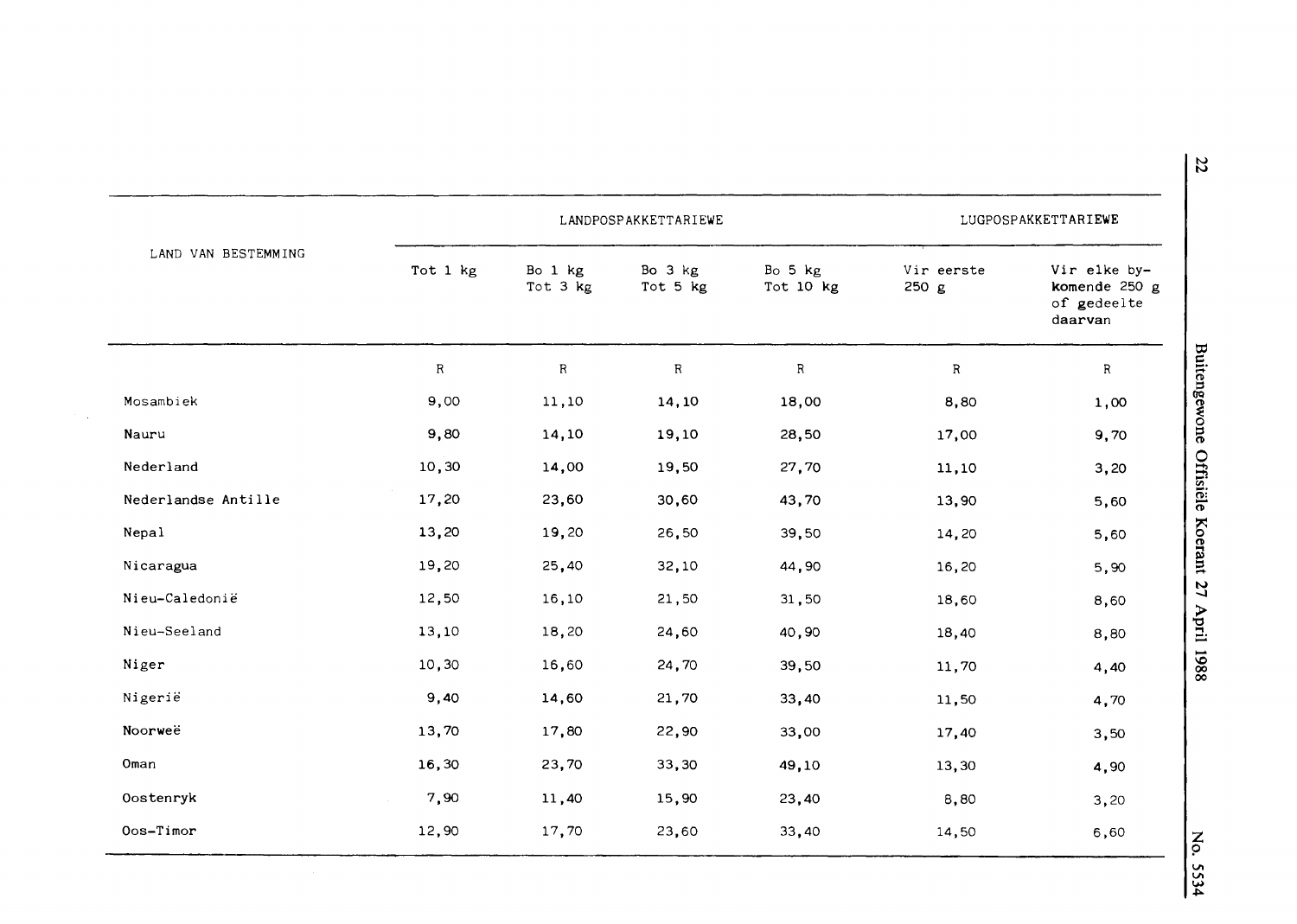| LAND VAN BESTEMMING | LANDPOSPAKKETTARIEWE | | | | LUGPOSPAKKETTARIEWE | |
|---|---|---|---|---|---|---|
| | Tot 1 kg | Bo 1 kg Tot 3 kg | Bo 3 kg Tot 5 kg | Bo 5 kg Tot 10 kg | Vir eerste 250 g | Vir elke bykomende 250 g of gedeelte daarvan |
| | R | R | R | R | R | R |
| Mosambiek | 9,00 | 11,10 | 14,10 | 18,00 | 8,80 | 1,00 |
| Nauru | 9,80 | 14,10 | 19,10 | 28,50 | 17,00 | 9,70 |
| Nederland | 10,30 | 14,00 | 19,50 | 27,70 | 11,10 | 3,20 |
| Nederlandse Antille | 17,20 | 23,60 | 30,60 | 43,70 | 13,90 | 5,60 |
| Nepal | 13,20 | 19,20 | 26,50 | 39,50 | 14,20 | 5,60 |
| Nicaragua | 19,20 | 25,40 | 32,10 | 44,90 | 16,20 | 5,90 |
| Nieu-Caledonië | 12,50 | 16,10 | 21,50 | 31,50 | 18,60 | 8,60 |
| Nieu-Seeland | 13,10 | 18,20 | 24,60 | 40,90 | 18,40 | 8,80 |
| Niger | 10,30 | 16,60 | 24,70 | 39,50 | 11,70 | 4,40 |
| Nigerië | 9,40 | 14,60 | 21,70 | 33,40 | 11,50 | 4,70 |
| Noorweë | 13,70 | 17,80 | 22,90 | 33,00 | 17,40 | 3,50 |
| Oman | 16,30 | 23,70 | 33,30 | 49,10 | 13,30 | 4,90 |
| Oostenryk | 7,90 | 11,40 | 15,90 | 23,40 | 8,80 | 3,20 |
| Oos-Timor | 12,90 | 17,70 | 23,60 | 33,40 | 14,50 | 6,60 |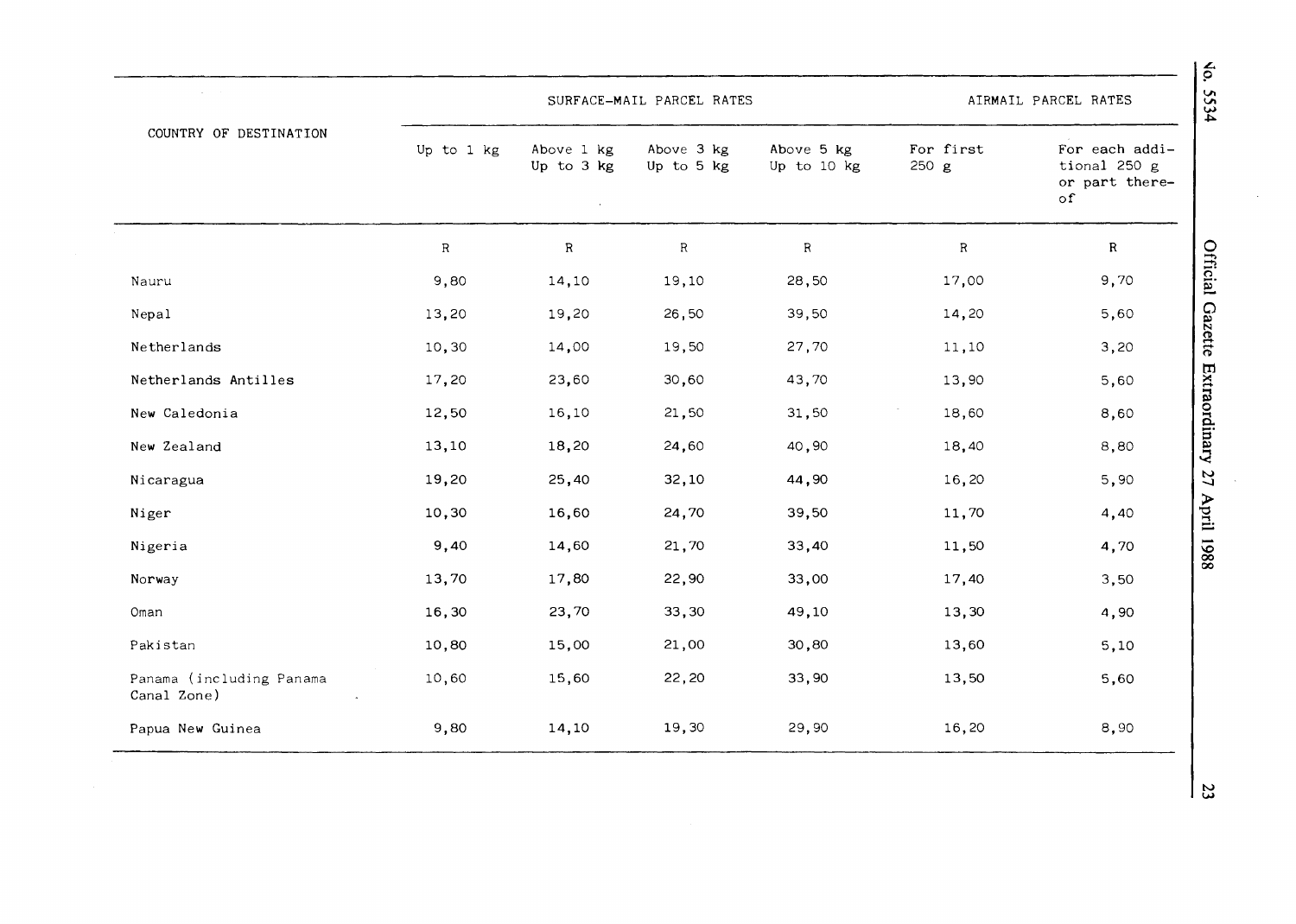| COUNTRY OF DESTINATION | SURFACE-MAIL PARCEL RATES | | | | AIRMAIL PARCEL RATES | |
|---|---|---|---|---|---|---|
| | Up to 1 kg | Above 1 kg Up to 3 kg | Above 3 kg Up to 5 kg | Above 5 kg Up to 10 kg | For first 250 g | For each additional 250 g or part thereof |
| | R | R | R | R | R | R |
| Nauru | 9,80 | 14,10 | 19,10 | 28,50 | 17,00 | 9,70 |
| Nepal | 13,20 | 19,20 | 26,50 | 39,50 | 14,20 | 5,60 |
| Netherlands | 10,30 | 14,00 | 19,50 | 27,70 | 11,10 | 3,20 |
| Netherlands Antilles | 17,20 | 23,60 | 30,60 | 43,70 | 13,90 | 5,60 |
| New Caledonia | 12,50 | 16,10 | 21,50 | 31,50 | 18,60 | 8,60 |
| New Zealand | 13,10 | 18,20 | 24,60 | 40,90 | 18,40 | 8,80 |
| Nicaragua | 19,20 | 25,40 | 32,10 | 44,90 | 16,20 | 5,90 |
| Niger | 10,30 | 16,60 | 24,70 | 39,50 | 11,70 | 4,40 |
| Nigeria | 9,40 | 14,60 | 21,70 | 33,40 | 11,50 | 4,70 |
| Norway | 13,70 | 17,80 | 22,90 | 33,00 | 17,40 | 3,50 |
| Oman | 16,30 | 23,70 | 33,30 | 49,10 | 13,30 | 4,90 |
| Pakistan | 10,80 | 15,00 | 21,00 | 30,80 | 13,60 | 5,10 |
| Panama (including Panama Canal Zone) | 10,60 | 15,60 | 22,20 | 33,90 | 13,50 | 5,60 |
| Papua New Guinea | 9,80 | 14,10 | 19,30 | 29,90 | 16,20 | 8,90 |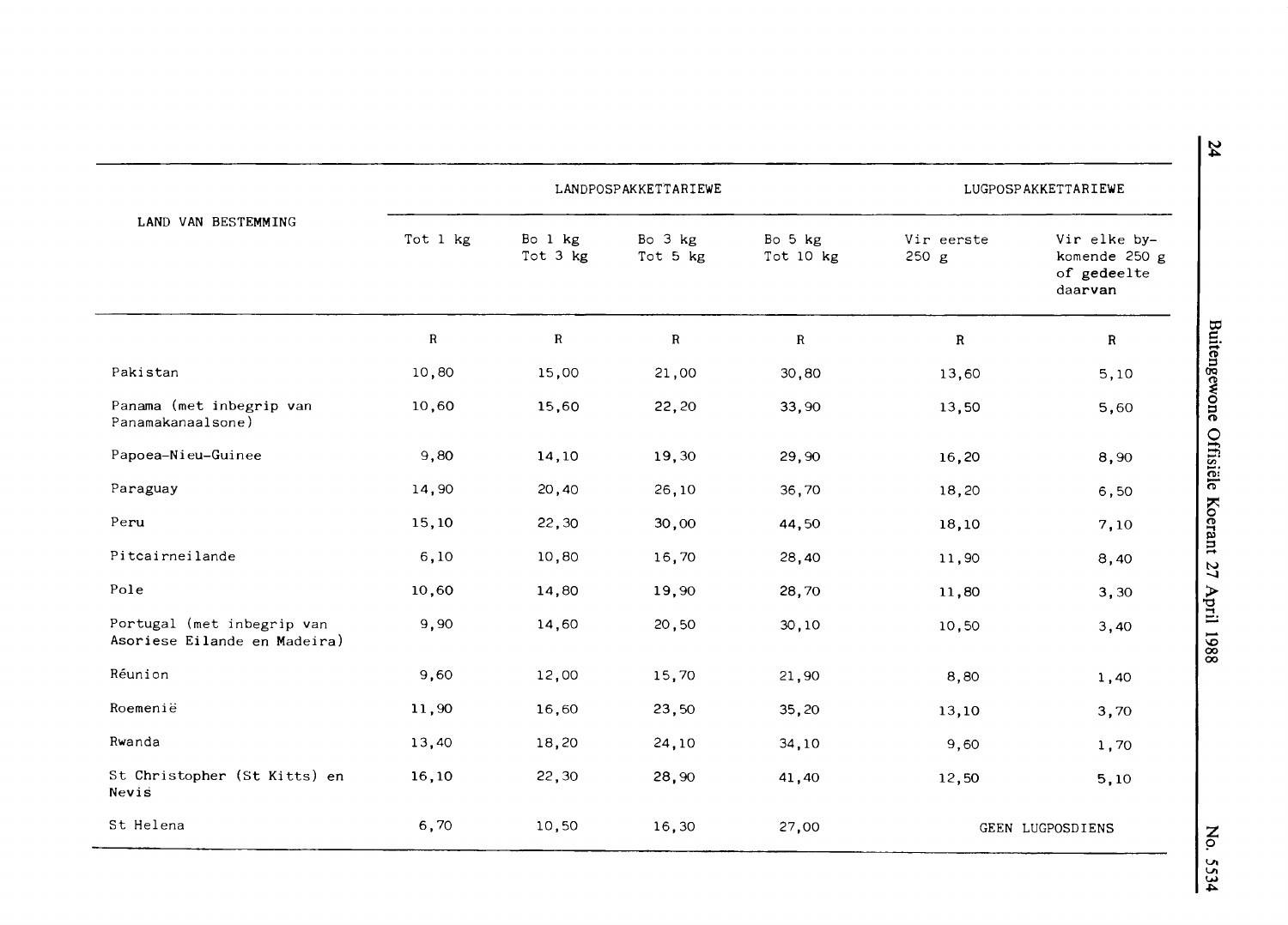| LAND VAN BESTEMMING | LANDPOSPAKKETTARIEWE | | | | LUGPOSPAKKETTARIEWE | |
|---|---|---|---|---|---|---|
| | Tot 1 kg | Bo 1 kg Tot 3 kg | Bo 3 kg Tot 5 kg | Bo 5 kg Tot 10 kg | Vir eerste 250 g | Vir elke by-komende 250 g of gedeelte daarvan |
| | R | R | R | R | R | R |
| Pakistan | 10,80 | 15,00 | 21,00 | 30,80 | 13,60 | 5,10 |
| Panama (met inbegrip van Panamakanaalsone) | 10,60 | 15,60 | 22,20 | 33,90 | 13,50 | 5,60 |
| Papoea-Nieu-Guinee | 9,80 | 14,10 | 19,30 | 29,90 | 16,20 | 8,90 |
| Paraguay | 14,90 | 20,40 | 26,10 | 36,70 | 18,20 | 6,50 |
| Peru | 15,10 | 22,30 | 30,00 | 44,50 | 18,10 | 7,10 |
| Pitcairneilande | 6,10 | 10,80 | 16,70 | 28,40 | 11,90 | 8,40 |
| Pole | 10,60 | 14,80 | 19,90 | 28,70 | 11,80 | 3,30 |
| Portugal (met inbegrip van Asoriese Eilande en Madeira) | 9,90 | 14,60 | 20,50 | 30,10 | 10,50 | 3,40 |
| Réunion | 9,60 | 12,00 | 15,70 | 21,90 | 8,80 | 1,40 |
| Roemenië | 11,90 | 16,60 | 23,50 | 35,20 | 13,10 | 3,70 |
| Rwanda | 13,40 | 18,20 | 24,10 | 34,10 | 9,60 | 1,70 |
| St Christopher (St Kitts) en Nevis | 16,10 | 22,30 | 28,90 | 41,40 | 12,50 | 5,10 |
| St Helena | 6,70 | 10,50 | 16,30 | 27,00 | GEEN LUGPOSDIENS | |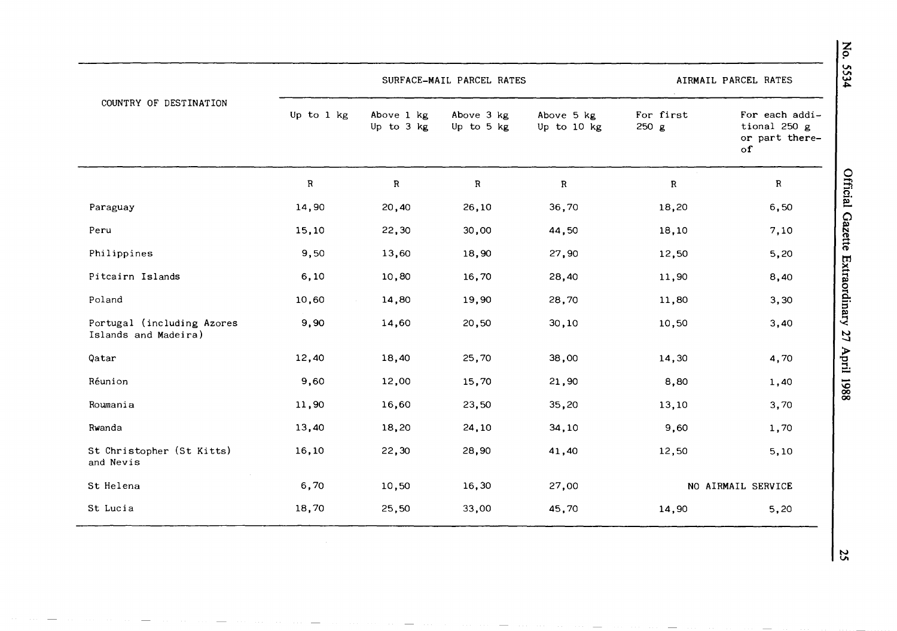| COUNTRY OF DESTINATION | SURFACE-MAIL PARCEL RATES | | | | AIRMAIL PARCEL RATES | |
|---|---|---|---|---|---|---|
| | Up to 1 kg | Above 1 kg Up to 3 kg | Above 3 kg Up to 5 kg | Above 5 kg Up to 10 kg | For first 250 g | For each additional 250 g or part thereof |
| | R | R | R | R | R | R |
| Paraguay | 14,90 | 20,40 | 26,10 | 36,70 | 18,20 | 6,50 |
| Peru | 15,10 | 22,30 | 30,00 | 44,50 | 18,10 | 7,10 |
| Philippines | 9,50 | 13,60 | 18,90 | 27,90 | 12,50 | 5,20 |
| Pitcairn Islands | 6,10 | 10,80 | 16,70 | 28,40 | 11,90 | 8,40 |
| Poland | 10,60 | 14,80 | 19,90 | 28,70 | 11,80 | 3,30 |
| Portugal (including Azores Islands and Madeira) | 9,90 | 14,60 | 20,50 | 30,10 | 10,50 | 3,40 |
| Qatar | 12,40 | 18,40 | 25,70 | 38,00 | 14,30 | 4,70 |
| Réunion | 9,60 | 12,00 | 15,70 | 21,90 | 8,80 | 1,40 |
| Roumania | 11,90 | 16,60 | 23,50 | 35,20 | 13,10 | 3,70 |
| Rwanda | 13,40 | 18,20 | 24,10 | 34,10 | 9,60 | 1,70 |
| St Christopher (St Kitts) and Nevis | 16,10 | 22,30 | 28,90 | 41,40 | 12,50 | 5,10 |
| St Helena | 6,70 | 10,50 | 16,30 | 27,00 | NO AIRMAIL SERVICE | |
| St Lucia | 18,70 | 25,50 | 33,00 | 45,70 | 14,90 | 5,20 |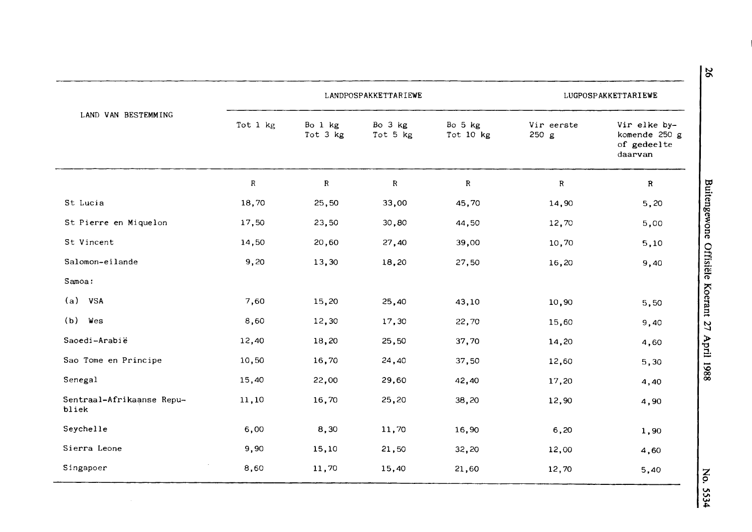| LAND VAN BESTEMMING | LANDPOSPAKKETTARIEWE | | | | LUGPOSPAKKETTARIEWE | |
|---|---|---|---|---|---|---|
| | Tot 1 kg | Bo 1 kg Tot 3 kg | Bo 3 kg Tot 5 kg | Bo 5 kg Tot 10 kg | Vir eerste 250 g | Vir elke by-komende 250 g of gedeelte daarvan |
| | R | R | R | R | R | R |
| St Lucia | 18,70 | 25,50 | 33,00 | 45,70 | 14,90 | 5,20 |
| St Pierre en Miquelon | 17,50 | 23,50 | 30,80 | 44,50 | 12,70 | 5,00 |
| St Vincent | 14,50 | 20,60 | 27,40 | 39,00 | 10,70 | 5,10 |
| Salomon-eilande | 9,20 | 13,30 | 18,20 | 27,50 | 16,20 | 9,40 |
| Samoa: | | | | | | |
| (a) VSA | 7,60 | 15,20 | 25,40 | 43,10 | 10,90 | 5,50 |
| (b) Wes | 8,60 | 12,30 | 17,30 | 22,70 | 15,60 | 9,40 |
| Saoedi-Arabië | 12,40 | 18,20 | 25,50 | 37,70 | 14,20 | 4,60 |
| Sao Tome en Principe | 10,50 | 16,70 | 24,40 | 37,50 | 12,60 | 5,30 |
| Senegal | 15,40 | 22,00 | 29,60 | 42,40 | 17,20 | 4,40 |
| Sentraal-Afrikaanse Republiek | 11,10 | 16,70 | 25,20 | 38,20 | 12,90 | 4,90 |
| Seychelle | 6,00 | 8,30 | 11,70 | 16,90 | 6,20 | 1,90 |
| Sierra Leone | 9,90 | 15,10 | 21,50 | 32,20 | 12,00 | 4,60 |
| Singapoer | 8,60 | 11,70 | 15,40 | 21,60 | 12,70 | 5,40 |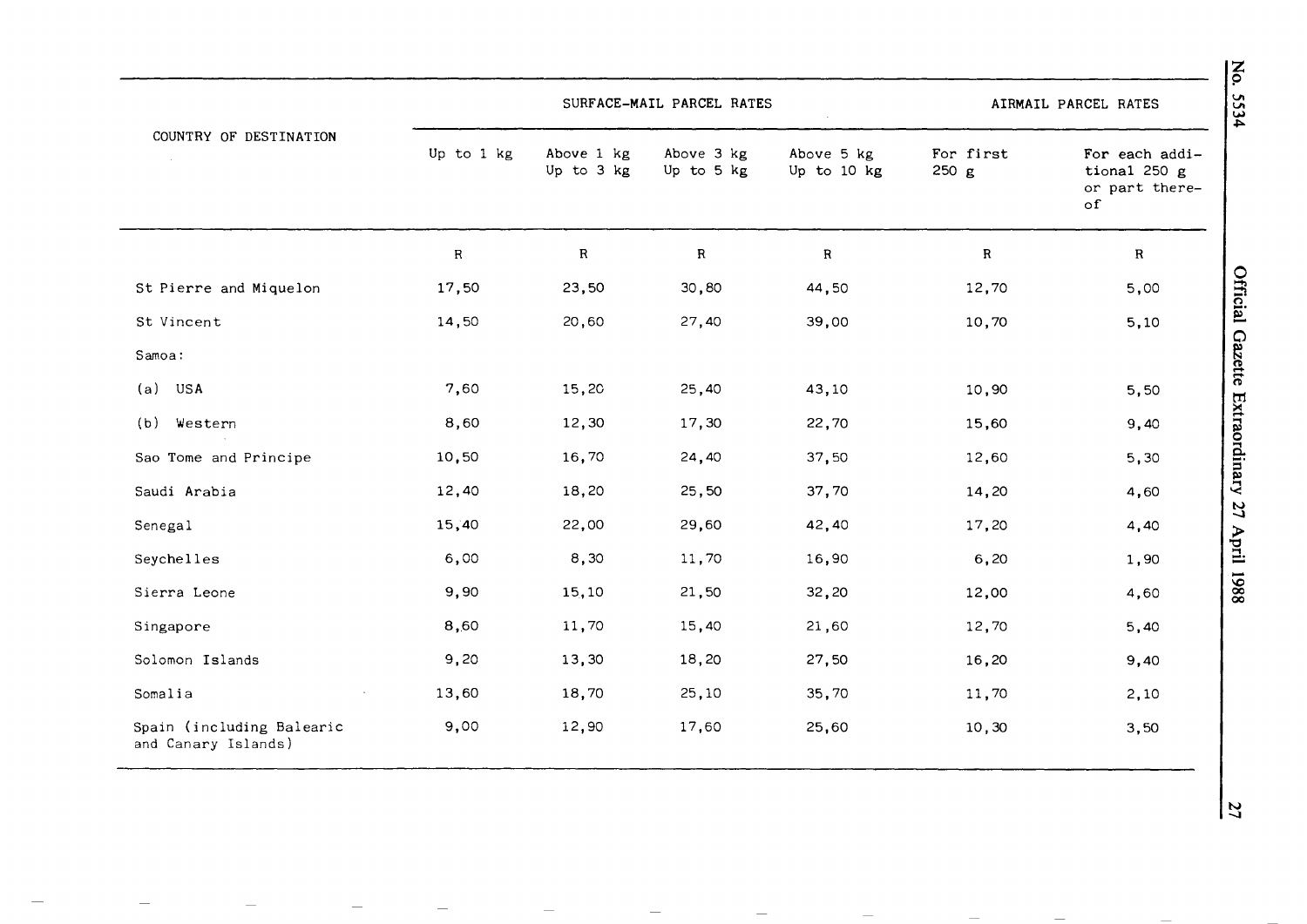| COUNTRY OF DESTINATION | SURFACE-MAIL PARCEL RATES | | | | AIRMAIL PARCEL RATES | |
|---|---|---|---|---|---|---|
| | Up to 1 kg | Above 1 kg Up to 3 kg | Above 3 kg Up to 5 kg | Above 5 kg Up to 10 kg | For first 250 g | For each additional 250 g or part thereof |
| | R | R | R | R | R | R |
| St Pierre and Miquelon | 17,50 | 23,50 | 30,80 | 44,50 | 12,70 | 5,00 |
| St Vincent | 14,50 | 20,60 | 27,40 | 39,00 | 10,70 | 5,10 |
| Samoa: | | | | | | |
| (a) USA | 7,60 | 15,20 | 25,40 | 43,10 | 10,90 | 5,50 |
| (b) Western | 8,60 | 12,30 | 17,30 | 22,70 | 15,60 | 9,40 |
| Sao Tome and Principe | 10,50 | 16,70 | 24,40 | 37,50 | 12,60 | 5,30 |
| Saudi Arabia | 12,40 | 18,20 | 25,50 | 37,70 | 14,20 | 4,60 |
| Senegal | 15,40 | 22,00 | 29,60 | 42,40 | 17,20 | 4,40 |
| Seychelles | 6,00 | 8,30 | 11,70 | 16,90 | 6,20 | 1,90 |
| Sierra Leone | 9,90 | 15,10 | 21,50 | 32,20 | 12,00 | 4,60 |
| Singapore | 8,60 | 11,70 | 15,40 | 21,60 | 12,70 | 5,40 |
| Solomon Islands | 9,20 | 13,30 | 18,20 | 27,50 | 16,20 | 9,40 |
| Somalia | 13,60 | 18,70 | 25,10 | 35,70 | 11,70 | 2,10 |
| Spain (including Balearic and Canary Islands) | 9,00 | 12,90 | 17,60 | 25,60 | 10,30 | 3,50 |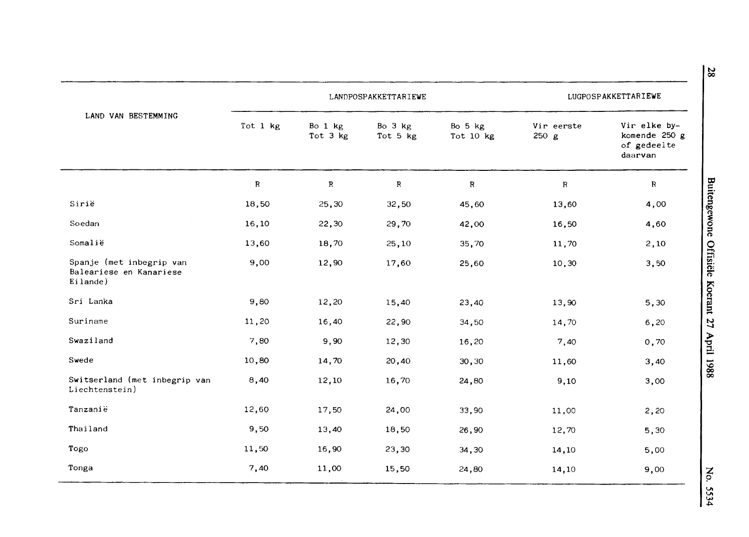| LAND VAN BESTEMMING | LANDPOSPAKKETTARIEWE | | | | LUGPOSPAKKETTARIEWE | |
|---|---|---|---|---|---|---|
| | Tot 1 kg | Bo 1 kg Tot 3 kg | Bo 3 kg Tot 5 kg | Bo 5 kg Tot 10 kg | Vir eerste 250 g | Vir elke by-komende 250 g of gedeelte daarvan |
| | R | R | R | R | R | R |
| Sirië | 18,50 | 25,30 | 32,50 | 45,60 | 13,60 | 4,00 |
| Soedan | 16,10 | 22,30 | 29,70 | 42,00 | 16,50 | 4,60 |
| Somalië | 13,60 | 18,70 | 25,10 | 35,70 | 11,70 | 2,10 |
| Spanje (met inbegrip van Baleariese en Kanariese Eilande) | 9,00 | 12,90 | 17,60 | 25,60 | 10,30 | 3,50 |
| Sri Lanka | 9,80 | 12,20 | 15,40 | 23,40 | 13,90 | 5,30 |
| Suriname | 11,20 | 16,40 | 22,90 | 34,50 | 14,70 | 6,20 |
| Swaziland | 7,80 | 9,90 | 12,30 | 16,20 | 7,40 | 0,70 |
| Swede | 10,80 | 14,70 | 20,40 | 30,30 | 11,60 | 3,40 |
| Switserland (met inbegrip van Liechtenstein) | 8,40 | 12,10 | 16,70 | 24,80 | 9,10 | 3,00 |
| Tanzanië | 12,60 | 17,50 | 24,00 | 33,90 | 11,00 | 2,20 |
| Thailand | 9,50 | 13,40 | 18,50 | 26,90 | 12,70 | 5,30 |
| Togo | 11,50 | 16,90 | 23,30 | 34,30 | 14,10 | 5,00 |
| Tonga | 7,40 | 11,00 | 15,50 | 24,80 | 14,10 | 9,00 |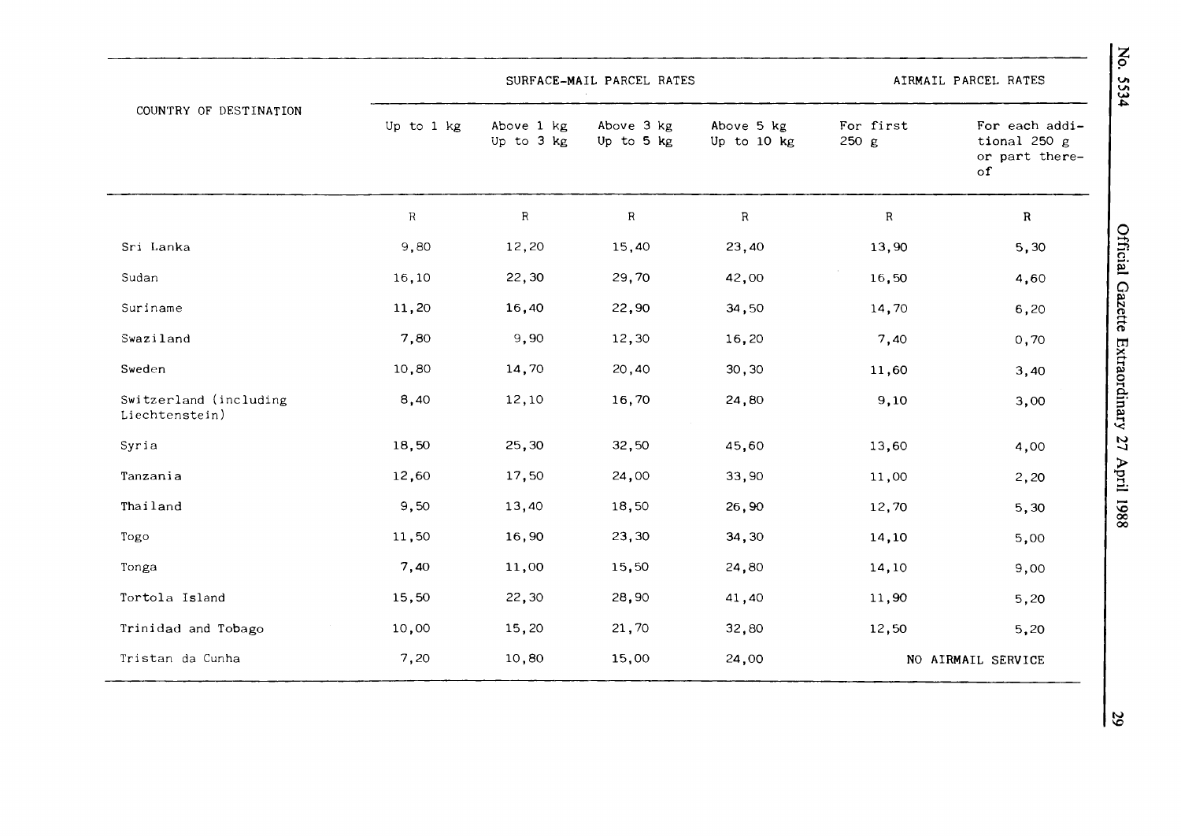| COUNTRY OF DESTINATION | SURFACE-MAIL PARCEL RATES | | | | AIRMAIL PARCEL RATES | |
|---|---|---|---|---|---|---|
| | Up to 1 kg | Above 1 kg Up to 3 kg | Above 3 kg Up to 5 kg | Above 5 kg Up to 10 kg | For first 250 g | For each additional 250 g or part thereof |
| | R | R | R | R | R | R |
| Sri Lanka | 9,80 | 12,20 | 15,40 | 23,40 | 13,90 | 5,30 |
| Sudan | 16,10 | 22,30 | 29,70 | 42,00 | 16,50 | 4,60 |
| Suriname | 11,20 | 16,40 | 22,90 | 34,50 | 14,70 | 6,20 |
| Swaziland | 7,80 | 9,90 | 12,30 | 16,20 | 7,40 | 0,70 |
| Sweden | 10,80 | 14,70 | 20,40 | 30,30 | 11,60 | 3,40 |
| Switzerland (including Liechtenstein) | 8,40 | 12,10 | 16,70 | 24,80 | 9,10 | 3,00 |
| Syria | 18,50 | 25,30 | 32,50 | 45,60 | 13,60 | 4,00 |
| Tanzania | 12,60 | 17,50 | 24,00 | 33,90 | 11,00 | 2,20 |
| Thailand | 9,50 | 13,40 | 18,50 | 26,90 | 12,70 | 5,30 |
| Togo | 11,50 | 16,90 | 23,30 | 34,30 | 14,10 | 5,00 |
| Tonga | 7,40 | 11,00 | 15,50 | 24,80 | 14,10 | 9,00 |
| Tortola Island | 15,50 | 22,30 | 28,90 | 41,40 | 11,90 | 5,20 |
| Trinidad and Tobago | 10,00 | 15,20 | 21,70 | 32,80 | 12,50 | 5,20 |
| Tristan da Cunha | 7,20 | 10,80 | 15,00 | 24,00 | NO AIRMAIL SERVICE | |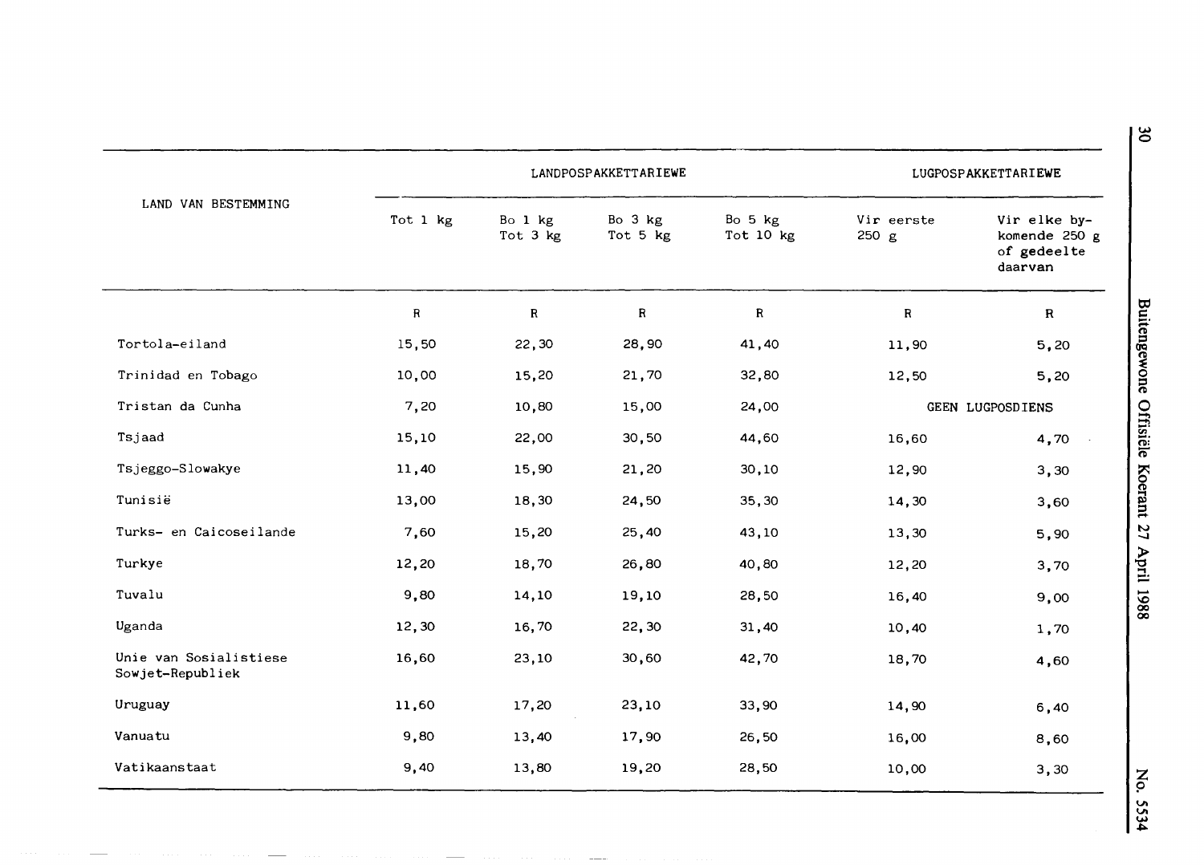| LAND VAN BESTEMMING | LANDPOSPAKKETTARIEWE | | | | LUGPOSPAKKETTARIEWE | |
|---|---|---|---|---|---|---|
| | Tot 1 kg | Bo 1 kg Tot 3 kg | Bo 3 kg Tot 5 kg | Bo 5 kg Tot 10 kg | Vir eerste 250 g | Vir elke bykomende 250 g of gedeelte daarvan |
| | R | R | R | R | R | R |
| Tortola-eiland | 15,50 | 22,30 | 28,90 | 41,40 | 11,90 | 5,20 |
| Trinidad en Tobago | 10,00 | 15,20 | 21,70 | 32,80 | 12,50 | 5,20 |
| Tristan da Cunha | 7,20 | 10,80 | 15,00 | 24,00 | GEEN LUGPOSDIENS | |
| Tsjaad | 15,10 | 22,00 | 30,50 | 44,60 | 16,60 | 4,70 |
| Tsjeggo-Slowakye | 11,40 | 15,90 | 21,20 | 30,10 | 12,90 | 3,30 |
| Tunisië | 13,00 | 18,30 | 24,50 | 35,30 | 14,30 | 3,60 |
| Turks- en Caicoseilande | 7,60 | 15,20 | 25,40 | 43,10 | 13,30 | 5,90 |
| Turkye | 12,20 | 18,70 | 26,80 | 40,80 | 12,20 | 3,70 |
| Tuvalu | 9,80 | 14,10 | 19,10 | 28,50 | 16,40 | 9,00 |
| Uganda | 12,30 | 16,70 | 22,30 | 31,40 | 10,40 | 1,70 |
| Unie van Sosialistiese Sowjet-Republiek | 16,60 | 23,10 | 30,60 | 42,70 | 18,70 | 4,60 |
| Uruguay | 11,60 | 17,20 | 23,10 | 33,90 | 14,90 | 6,40 |
| Vanuatu | 9,80 | 13,40 | 17,90 | 26,50 | 16,00 | 8,60 |
| Vatikaanstaat | 9,40 | 13,80 | 19,20 | 28,50 | 10,00 | 3,30 |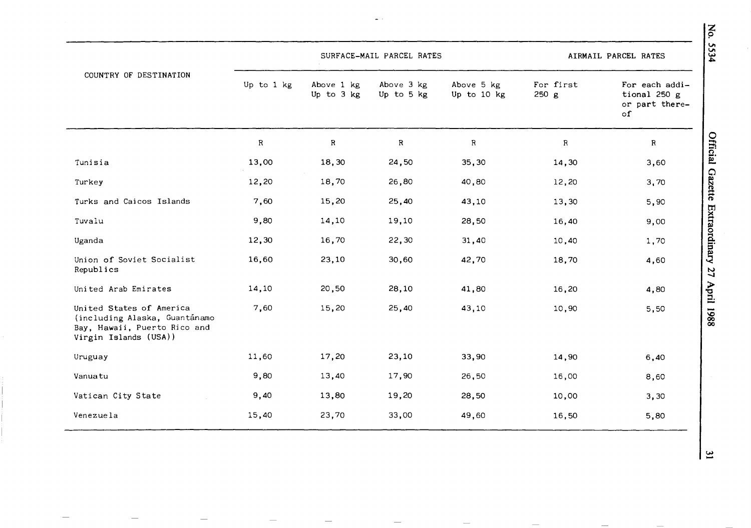| COUNTRY OF DESTINATION | SURFACE-MAIL PARCEL RATES | | | | AIRMAIL PARCEL RATES | |
|---|---|---|---|---|---|---|
| | Up to 1 kg | Above 1 kg Up to 3 kg | Above 3 kg Up to 5 kg | Above 5 kg Up to 10 kg | For first 250 g | For each additional 250 g or part thereof |
| | R | R | R | R | R | R |
| Tunisia | 13,00 | 18,30 | 24,50 | 35,30 | 14,30 | 3,60 |
| Turkey | 12,20 | 18,70 | 26,80 | 40,80 | 12,20 | 3,70 |
| Turks and Caicos Islands | 7,60 | 15,20 | 25,40 | 43,10 | 13,30 | 5,90 |
| Tuvalu | 9,80 | 14,10 | 19,10 | 28,50 | 16,40 | 9,00 |
| Uganda | 12,30 | 16,70 | 22,30 | 31,40 | 10,40 | 1,70 |
| Union of Soviet Socialist Republics | 16,60 | 23,10 | 30,60 | 42,70 | 18,70 | 4,60 |
| United Arab Emirates | 14,10 | 20,50 | 28,10 | 41,80 | 16,20 | 4,80 |
| United States of America (including Alaska, Guantánamo Bay, Hawaii, Puerto Rico and Virgin Islands (USA)) | 7,60 | 15,20 | 25,40 | 43,10 | 10,90 | 5,50 |
| Uruguay | 11,60 | 17,20 | 23,10 | 33,90 | 14,90 | 6,40 |
| Vanuatu | 9,80 | 13,40 | 17,90 | 26,50 | 16,00 | 8,60 |
| Vatican City State | 9,40 | 13,80 | 19,20 | 28,50 | 10,00 | 3,30 |
| Venezuela | 15,40 | 23,70 | 33,00 | 49,60 | 16,50 | 5,80 |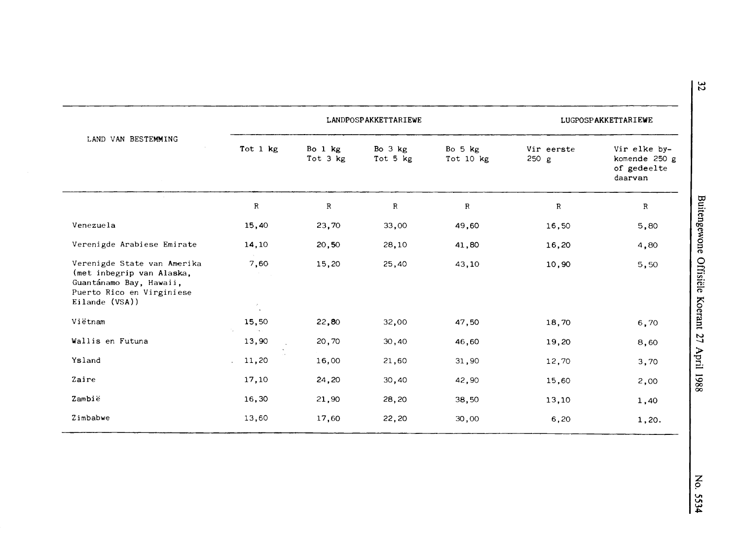| LAND VAN BESTEMMING | LANDPOSPAKKETTARIEWE | | | | LUGPOSPAKKETTARIEWE | |
|---|---|---|---|---|---|---|
| | Tot 1 kg | Bo 1 kg Tot 3 kg | Bo 3 kg Tot 5 kg | Bo 5 kg Tot 10 kg | Vir eerste 250 g | Vir elke bykomende 250 g of gedeelte daarvan |
| | R | R | R | R | R | R |
| Venezuela | 15,40 | 23,70 | 33,00 | 49,60 | 16,50 | 5,80 |
| Verenigde Arabiese Emirate | 14,10 | 20,50 | 28,10 | 41,80 | 16,20 | 4,80 |
| Verenigde State van Amerika (met inbegrip van Alaska, Guantánamo Bay, Hawaii, Puerto Rico en Virginiese Eilande (VSA)) | 7,60 | 15,20 | 25,40 | 43,10 | 10,90 | 5,50 |
| Viëtnam | 15,50 | 22,80 | 32,00 | 47,50 | 18,70 | 6,70 |
| Wallis en Futuna | 13,90 | 20,70 | 30,40 | 46,60 | 19,20 | 8,60 |
| Ysland | 11,20 | 16,00 | 21,60 | 31,90 | 12,70 | 3,70 |
| Zaire | 17,10 | 24,20 | 30,40 | 42,90 | 15,60 | 2,00 |
| Zambië | 16,30 | 21,90 | 28,20 | 38,50 | 13,10 | 1,40 |
| Zimbabwe | 13,60 | 17,60 | 22,20 | 30,00 | 6,20 | 1,20. |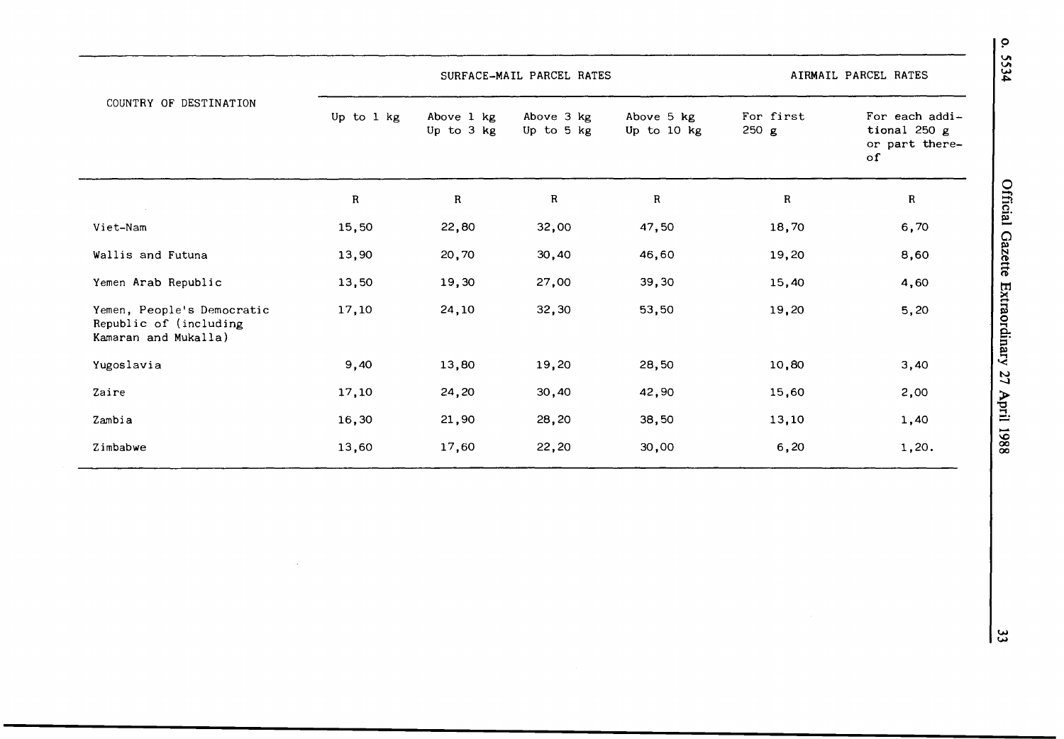| COUNTRY OF DESTINATION | SURFACE-MAIL PARCEL RATES | | | | AIRMAIL PARCEL RATES | |
|---|---|---|---|---|---|---|
| | Up to 1 kg | Above 1 kg Up to 3 kg | Above 3 kg Up to 5 kg | Above 5 kg Up to 10 kg | For first 250 g | For each additional 250 g or part thereof |
| | R | R | R | R | R | R |
| Viet-Nam | 15,50 | 22,80 | 32,00 | 47,50 | 18,70 | 6,70 |
| Wallis and Futuna | 13,90 | 20,70 | 30,40 | 46,60 | 19,20 | 8,60 |
| Yemen Arab Republic | 13,50 | 19,30 | 27,00 | 39,30 | 15,40 | 4,60 |
| Yemen, People's Democratic Republic of (including Kamaran and Mukalla) | 17,10 | 24,10 | 32,30 | 53,50 | 19,20 | 5,20 |
| Yugoslavia | 9,40 | 13,80 | 19,20 | 28,50 | 10,80 | 3,40 |
| Zaire | 17,10 | 24,20 | 30,40 | 42,90 | 15,60 | 2,00 |
| Zambia | 16,30 | 21,90 | 28,20 | 38,50 | 13,10 | 1,40 |
| Zimbabwe | 13,60 | 17,60 | 22,20 | 30,00 | 6,20 | 1,20. |